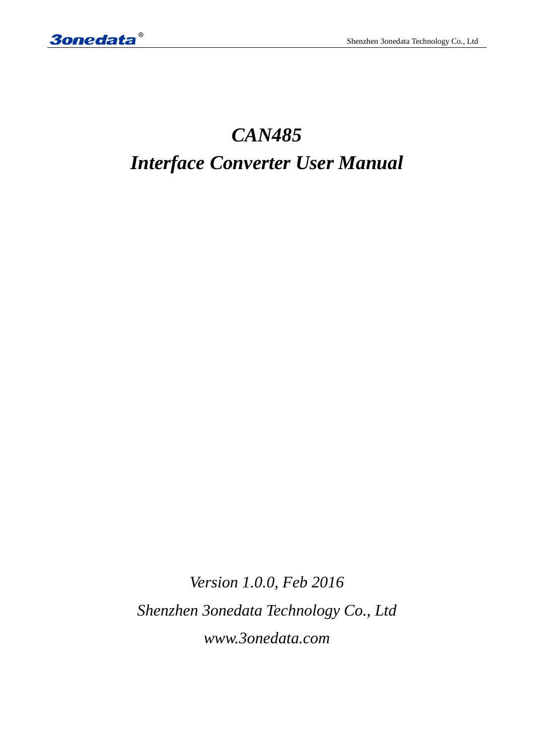# *CAN485*

# *Interface Converter User Manual*

*Version 1.0.0, Feb 2016*

*Shenzhen 3onedata Technology Co., Ltd*

*www.3onedata.com*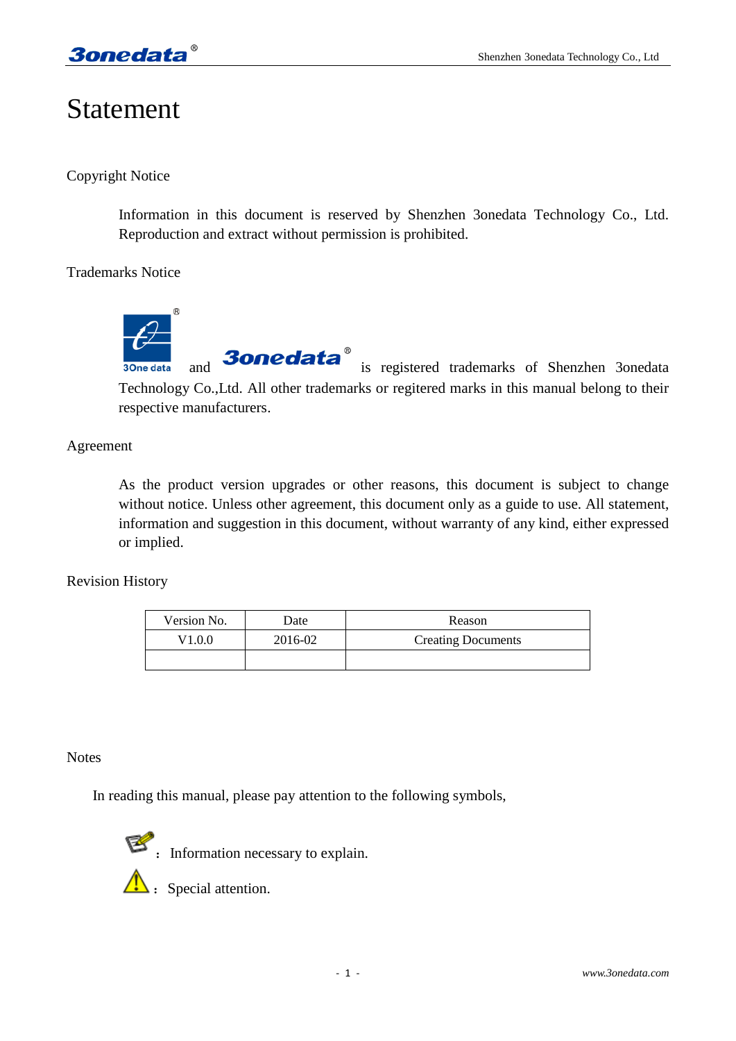# Statement

Copyright Notice

Information in this document is reserved by Shenzhen 3onedata Technology Co., Ltd. Reproduction and extract without permission is prohibited.

Trademarks Notice

3One data ® and 3onedata ® is registered trademarks of Shenzhen 3onedata Technology Co.,Ltd. All other trademarks or regitered marks in this manual belong to their respective manufacturers.

Agreement

As the product version upgrades or other reasons, this document is subject to change without notice. Unless other agreement, this document only as a guide to use. All statement, information and suggestion in this document, without warranty of any kind, either expressed or implied.

Revision History

| Version No. | Date | Reason |
|---|---|---|
| V1.0.0 | 2016-02 | Creating Documents |
| | | |

Notes

In reading this manual, please pay attention to the following symbols,

： Information necessary to explain.

： Special attention.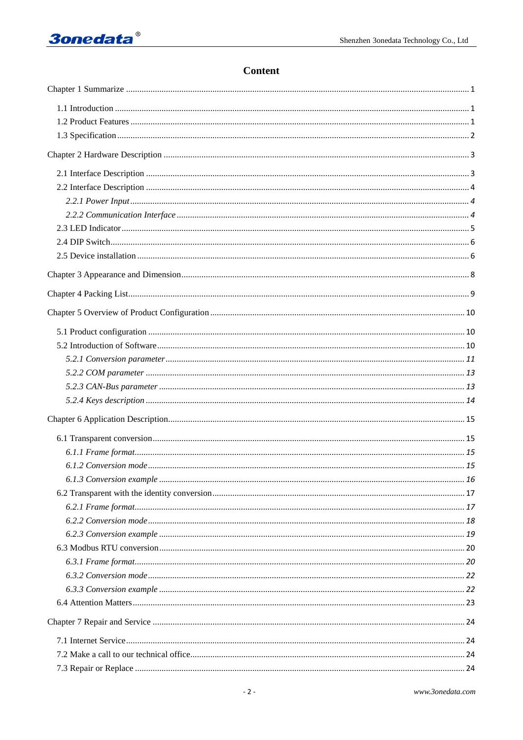# Content

Chapter 1 Summarize ........................................................ 1

1.1 Introduction ........................................................ 1

1.2 Product Features ........................................................ 1

1.3 Specification ........................................................ 2

Chapter 2 Hardware Description ........................................................ 3

2.1 Interface Description ........................................................ 3

2.2 Interface Description ........................................................ 4

*2.2.1 Power Input ........................................................ 4*

*2.2.2 Communication Interface ........................................................ 4*

2.3 LED Indicator ........................................................ 5

2.4 DIP Switch ........................................................ 6

2.5 Device installation ........................................................ 6

Chapter 3 Appearance and Dimension ........................................................ 8

Chapter 4 Packing List ........................................................ 9

Chapter 5 Overview of Product Configuration ........................................................ 10

5.1 Product configuration ........................................................ 10

5.2 Introduction of Software ........................................................ 10

*5.2.1 Conversion parameter ........................................................ 11*

*5.2.2 COM parameter ........................................................ 13*

*5.2.3 CAN-Bus parameter ........................................................ 13*

*5.2.4 Keys description ........................................................ 14*

Chapter 6 Application Description ........................................................ 15

6.1 Transparent conversion ........................................................ 15

*6.1.1 Frame format ........................................................ 15*

*6.1.2 Conversion mode ........................................................ 15*

*6.1.3 Conversion example ........................................................ 16*

6.2 Transparent with the identity conversion ........................................................ 17

*6.2.1 Frame format ........................................................ 17*

*6.2.2 Conversion mode ........................................................ 18*

*6.2.3 Conversion example ........................................................ 19*

6.3 Modbus RTU conversion ........................................................ 20

*6.3.1 Frame format ........................................................ 20*

*6.3.2 Conversion mode ........................................................ 22*

*6.3.3 Conversion example ........................................................ 22*

6.4 Attention Matters ........................................................ 23

Chapter 7 Repair and Service ........................................................ 24

7.1 Internet Service ........................................................ 24

7.2 Make a call to our technical office ........................................................ 24

7.3 Repair or Replace ........................................................ 24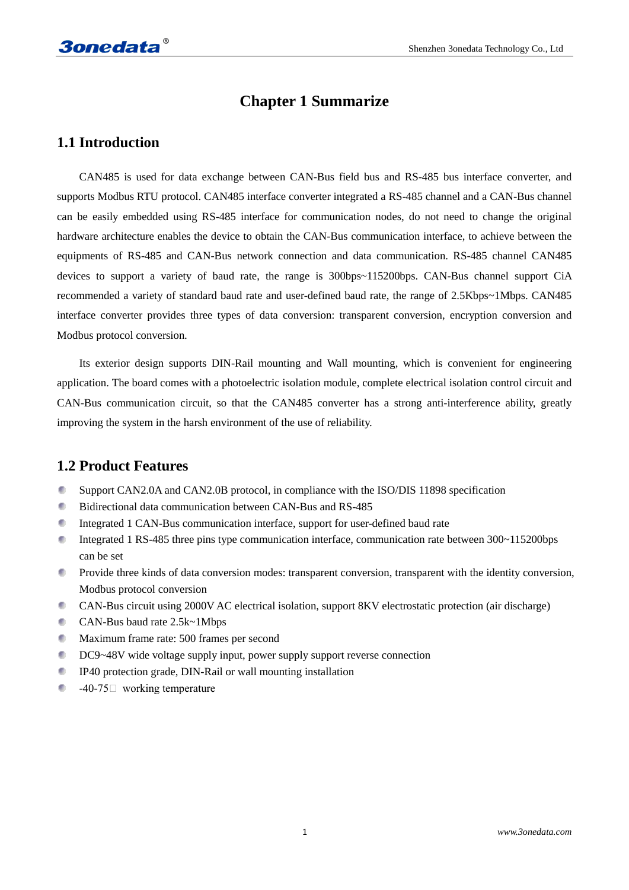# Chapter 1 Summarize

## 1.1 Introduction

CAN485 is used for data exchange between CAN-Bus field bus and RS-485 bus interface converter, and supports Modbus RTU protocol. CAN485 interface converter integrated a RS-485 channel and a CAN-Bus channel can be easily embedded using RS-485 interface for communication nodes, do not need to change the original hardware architecture enables the device to obtain the CAN-Bus communication interface, to achieve between the equipments of RS-485 and CAN-Bus network connection and data communication. RS-485 channel CAN485 devices to support a variety of baud rate, the range is 300bps~115200bps. CAN-Bus channel support CiA recommended a variety of standard baud rate and user-defined baud rate, the range of 2.5Kbps~1Mbps. CAN485 interface converter provides three types of data conversion: transparent conversion, encryption conversion and Modbus protocol conversion.

Its exterior design supports DIN-Rail mounting and Wall mounting, which is convenient for engineering application. The board comes with a photoelectric isolation module, complete electrical isolation control circuit and CAN-Bus communication circuit, so that the CAN485 converter has a strong anti-interference ability, greatly improving the system in the harsh environment of the use of reliability.

## 1.2 Product Features

- Support CAN2.0A and CAN2.0B protocol, in compliance with the ISO/DIS 11898 specification
- Bidirectional data communication between CAN-Bus and RS-485
- Integrated 1 CAN-Bus communication interface, support for user-defined baud rate
- Integrated 1 RS-485 three pins type communication interface, communication rate between 300~115200bps can be set
- Provide three kinds of data conversion modes: transparent conversion, transparent with the identity conversion, Modbus protocol conversion
- CAN-Bus circuit using 2000V AC electrical isolation, support 8KV electrostatic protection (air discharge)
- CAN-Bus baud rate 2.5k~1Mbps
- Maximum frame rate: 500 frames per second
- DC9~48V wide voltage supply input, power supply support reverse connection
- IP40 protection grade, DIN-Rail or wall mounting installation
- -40-75℃ working temperature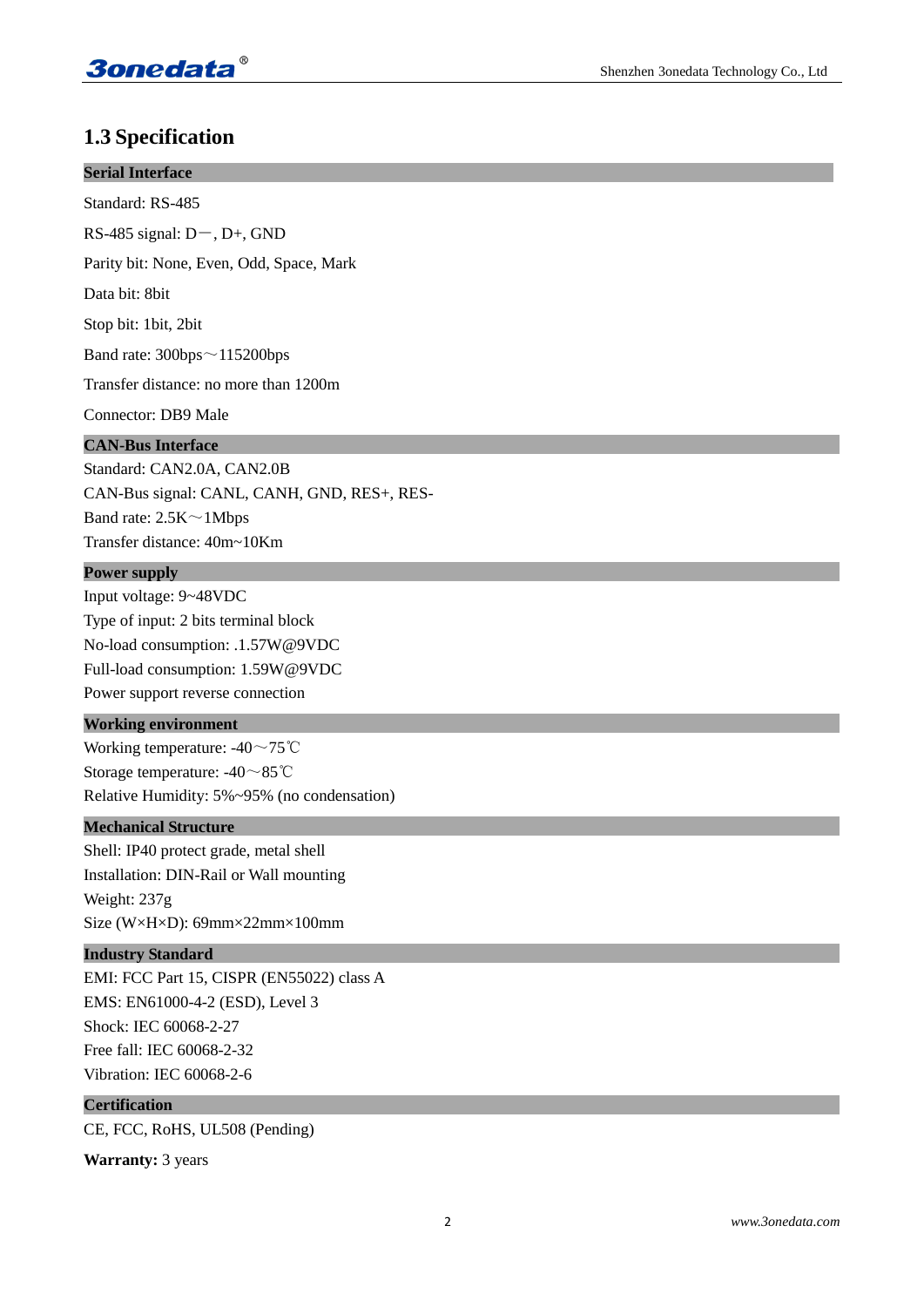## 1.3 Specification

**Serial Interface**

Standard: RS-485

RS-485 signal: D－, D+, GND

Parity bit: None, Even, Odd, Space, Mark

Data bit: 8bit

Stop bit: 1bit, 2bit

Band rate: 300bps～115200bps

Transfer distance: no more than 1200m

Connector: DB9 Male

**CAN-Bus Interface**

Standard: CAN2.0A, CAN2.0B

CAN-Bus signal: CANL, CANH, GND, RES+, RES-

Band rate: 2.5K～1Mbps

Transfer distance: 40m~10Km

**Power supply**

Input voltage: 9~48VDC

Type of input: 2 bits terminal block

No-load consumption: .1.57W@9VDC

Full-load consumption: 1.59W@9VDC

Power support reverse connection

**Working environment**

Working temperature: -40～75℃

Storage temperature: -40～85℃

Relative Humidity: 5%~95% (no condensation)

**Mechanical Structure**

Shell: IP40 protect grade, metal shell

Installation: DIN-Rail or Wall mounting

Weight: 237g

Size (W×H×D): 69mm×22mm×100mm

**Industry Standard**

EMI: FCC Part 15, CISPR (EN55022) class A

EMS: EN61000-4-2 (ESD), Level 3

Shock: IEC 60068-2-27

Free fall: IEC 60068-2-32

Vibration: IEC 60068-2-6

**Certification**

CE, FCC, RoHS, UL508 (Pending)

**Warranty:** 3 years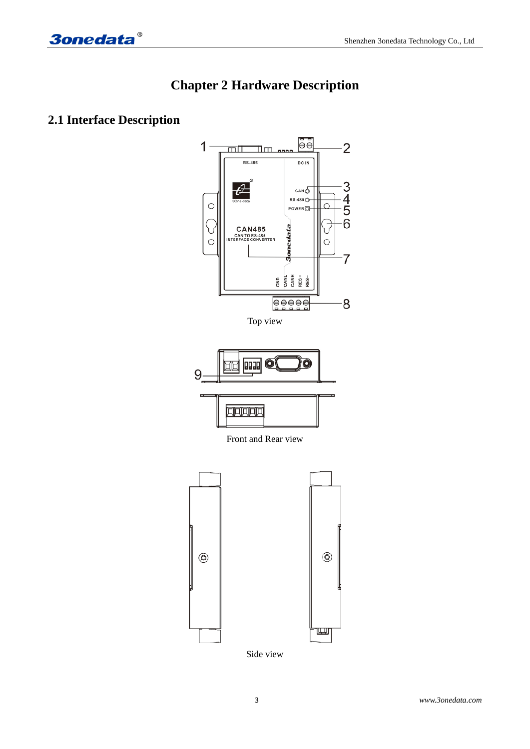# Chapter 2 Hardware Description

## 2.1 Interface Description

Top view

Front and Rear view

Side view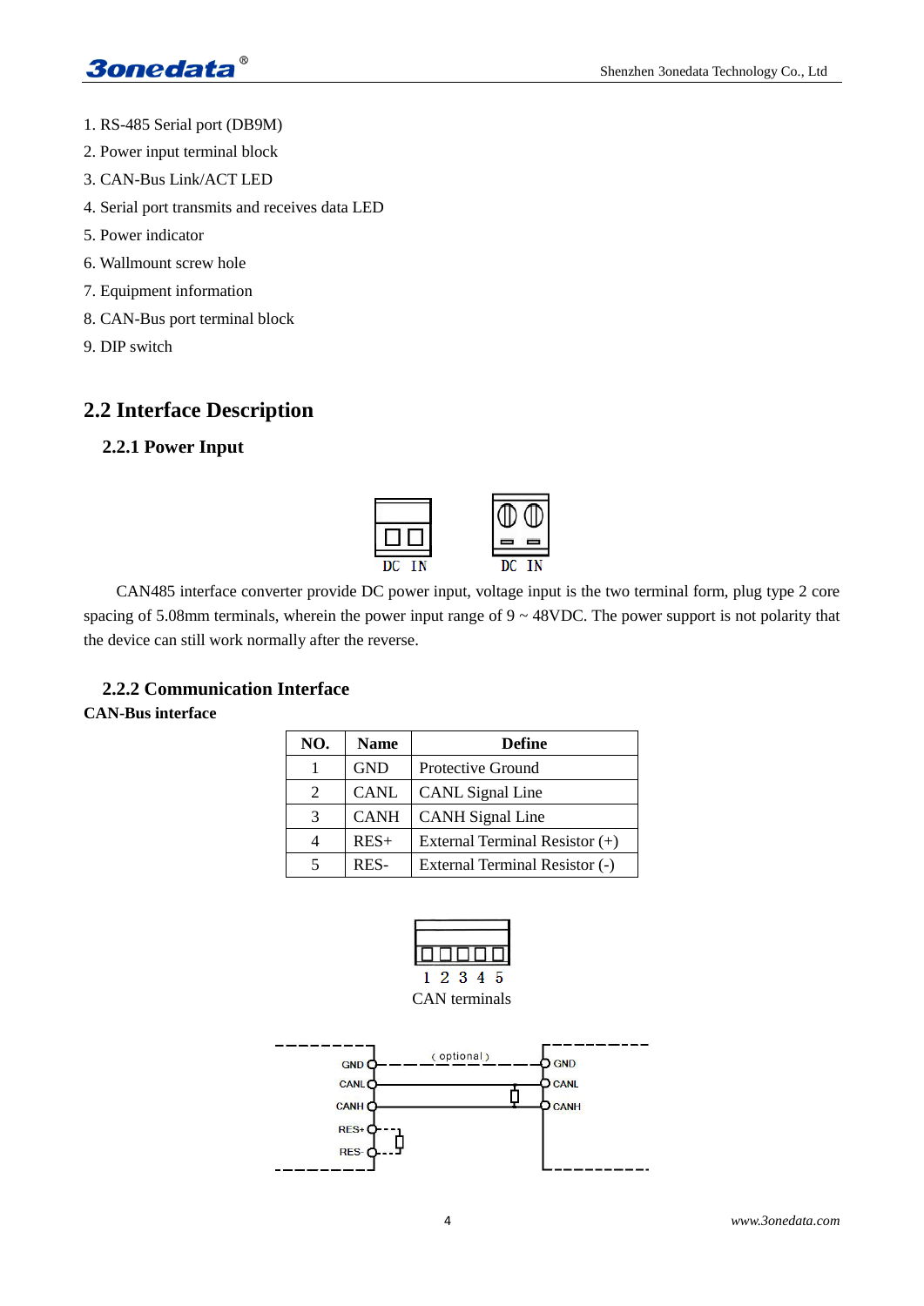1. RS-485 Serial port (DB9M)
2. Power input terminal block
3. CAN-Bus Link/ACT LED
4. Serial port transmits and receives data LED
5. Power indicator
6. Wallmount screw hole
7. Equipment information
8. CAN-Bus port terminal block
9. DIP switch

## 2.2 Interface Description

### 2.2.1 Power Input

DC IN DC IN

CAN485 interface converter provide DC power input, voltage input is the two terminal form, plug type 2 core spacing of 5.08mm terminals, wherein the power input range of 9 ~ 48VDC. The power support is not polarity that the device can still work normally after the reverse.

### 2.2.2 Communication Interface

**CAN-Bus interface**

| NO. | Name | Define |
|---|---|---|
| 1 | GND | Protective Ground |
| 2 | CANL | CANL Signal Line |
| 3 | CANH | CANH Signal Line |
| 4 | RES+ | External Terminal Resistor (+) |
| 5 | RES- | External Terminal Resistor (-) |

1 2 3 4 5

CAN terminals

GND CANL CANH RES+ RES- (optional) GND CANL CANH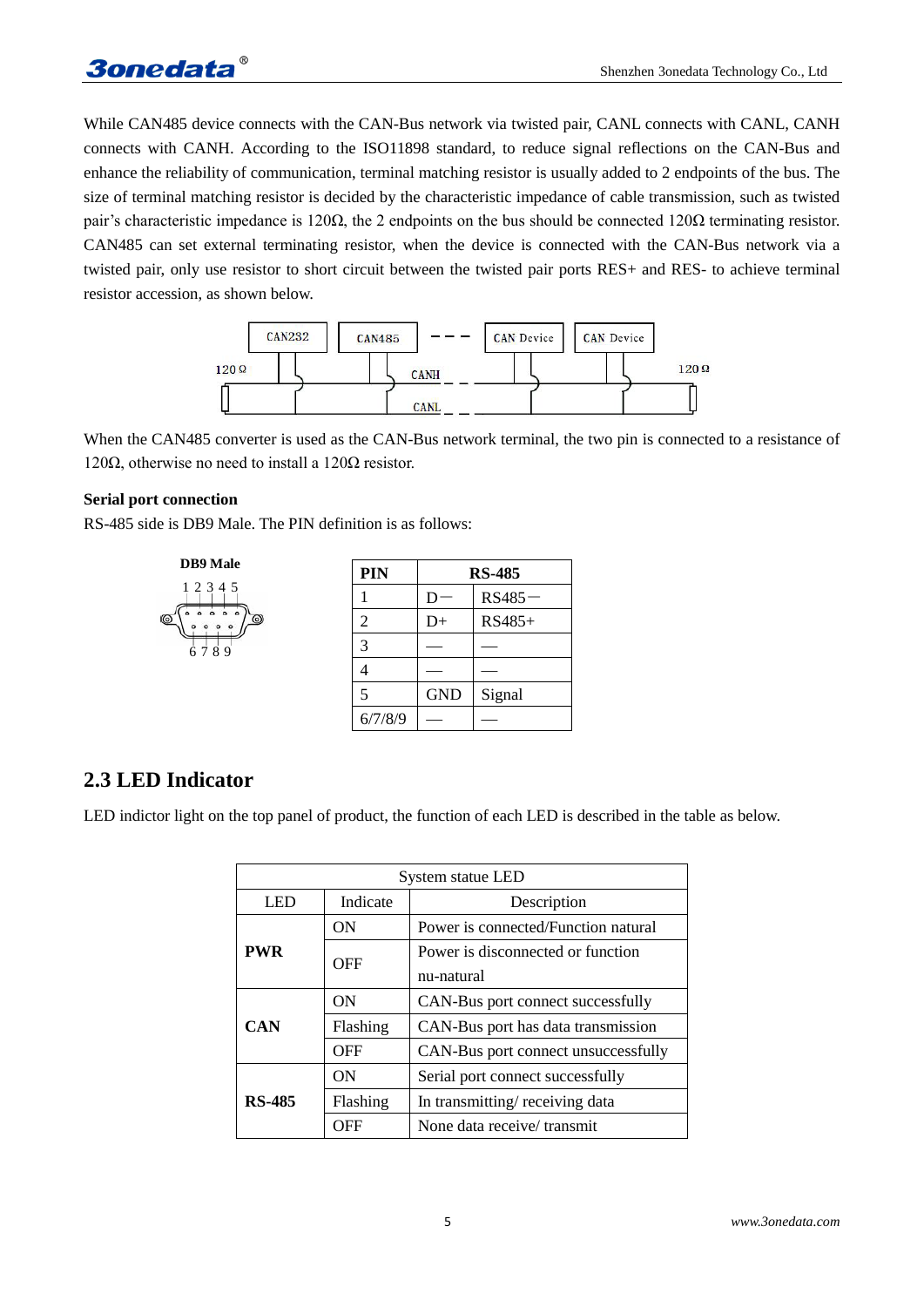While CAN485 device connects with the CAN-Bus network via twisted pair, CANL connects with CANL, CANH connects with CANH. According to the ISO11898 standard, to reduce signal reflections on the CAN-Bus and enhance the reliability of communication, terminal matching resistor is usually added to 2 endpoints of the bus. The size of terminal matching resistor is decided by the characteristic impedance of cable transmission, such as twisted pair's characteristic impedance is 120Ω, the 2 endpoints on the bus should be connected 120Ω terminating resistor. CAN485 can set external terminating resistor, when the device is connected with the CAN-Bus network via a twisted pair, only use resistor to short circuit between the twisted pair ports RES+ and RES- to achieve terminal resistor accession, as shown below.

When the CAN485 converter is used as the CAN-Bus network terminal, the two pin is connected to a resistance of 120Ω, otherwise no need to install a 120Ω resistor.

**Serial port connection**

RS-485 side is DB9 Male. The PIN definition is as follows:

| PIN | RS-485 | |
|---|---|---|
| 1 | D— | RS485— |
| 2 | D+ | RS485+ |
| 3 | — | — |
| 4 | — | — |
| 5 | GND | Signal |
| 6/7/8/9 | — | — |

## 2.3 LED Indicator

LED indictor light on the top panel of product, the function of each LED is described in the table as below.

| System statue LED | | |
|---|---|---|
| LED | Indicate | Description |
| **PWR** | ON | Power is connected/Function natural |
| | OFF | Power is disconnected or function nu-natural |
| **CAN** | ON | CAN-Bus port connect successfully |
| | Flashing | CAN-Bus port has data transmission |
| | OFF | CAN-Bus port connect unsuccessfully |
| **RS-485** | ON | Serial port connect successfully |
| | Flashing | In transmitting/ receiving data |
| | OFF | None data receive/ transmit |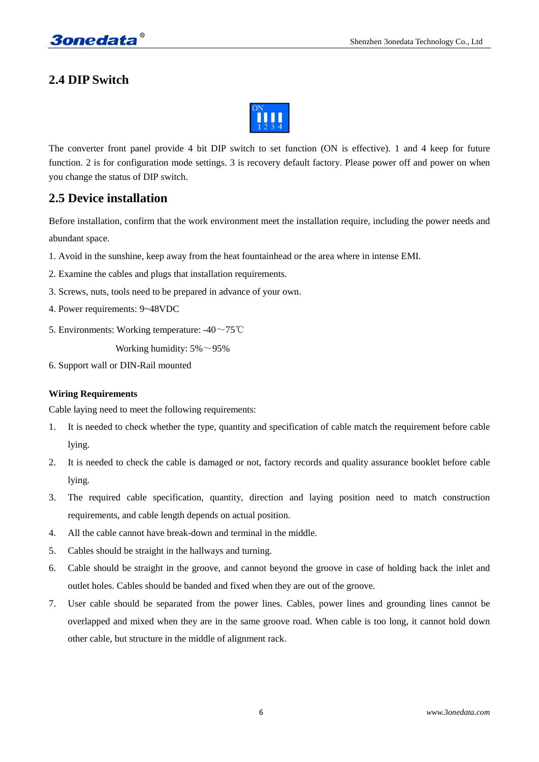## 2.4 DIP Switch

The converter front panel provide 4 bit DIP switch to set function (ON is effective). 1 and 4 keep for future function. 2 is for configuration mode settings. 3 is recovery default factory. Please power off and power on when you change the status of DIP switch.

## 2.5 Device installation

Before installation, confirm that the work environment meet the installation require, including the power needs and abundant space.

1. Avoid in the sunshine, keep away from the heat fountainhead or the area where in intense EMI.
2. Examine the cables and plugs that installation requirements.
3. Screws, nuts, tools need to be prepared in advance of your own.
4. Power requirements: 9~48VDC
5. Environments: Working temperature: -40～75℃

   Working humidity: 5%～95%
6. Support wall or DIN-Rail mounted

**Wiring Requirements**

Cable laying need to meet the following requirements:

1. It is needed to check whether the type, quantity and specification of cable match the requirement before cable lying.
2. It is needed to check the cable is damaged or not, factory records and quality assurance booklet before cable lying.
3. The required cable specification, quantity, direction and laying position need to match construction requirements, and cable length depends on actual position.
4. All the cable cannot have break-down and terminal in the middle.
5. Cables should be straight in the hallways and turning.
6. Cable should be straight in the groove, and cannot beyond the groove in case of holding back the inlet and outlet holes. Cables should be banded and fixed when they are out of the groove.
7. User cable should be separated from the power lines. Cables, power lines and grounding lines cannot be overlapped and mixed when they are in the same groove road. When cable is too long, it cannot hold down other cable, but structure in the middle of alignment rack.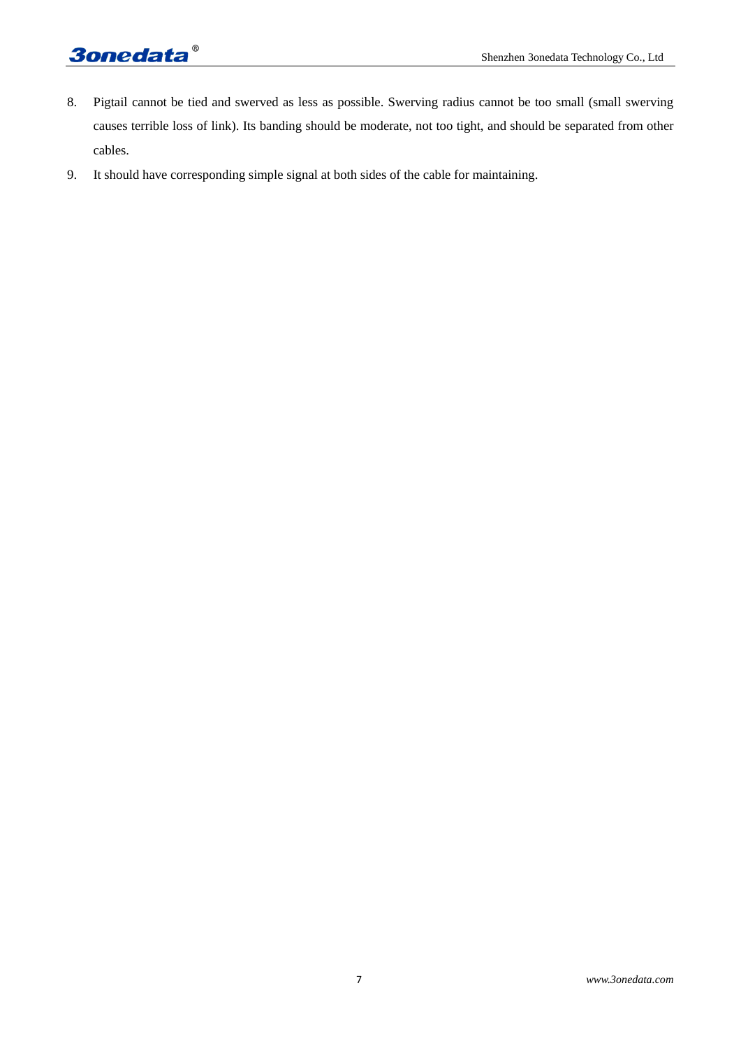8. Pigtail cannot be tied and swerved as less as possible. Swerving radius cannot be too small (small swerving causes terrible loss of link). Its banding should be moderate, not too tight, and should be separated from other cables.
9. It should have corresponding simple signal at both sides of the cable for maintaining.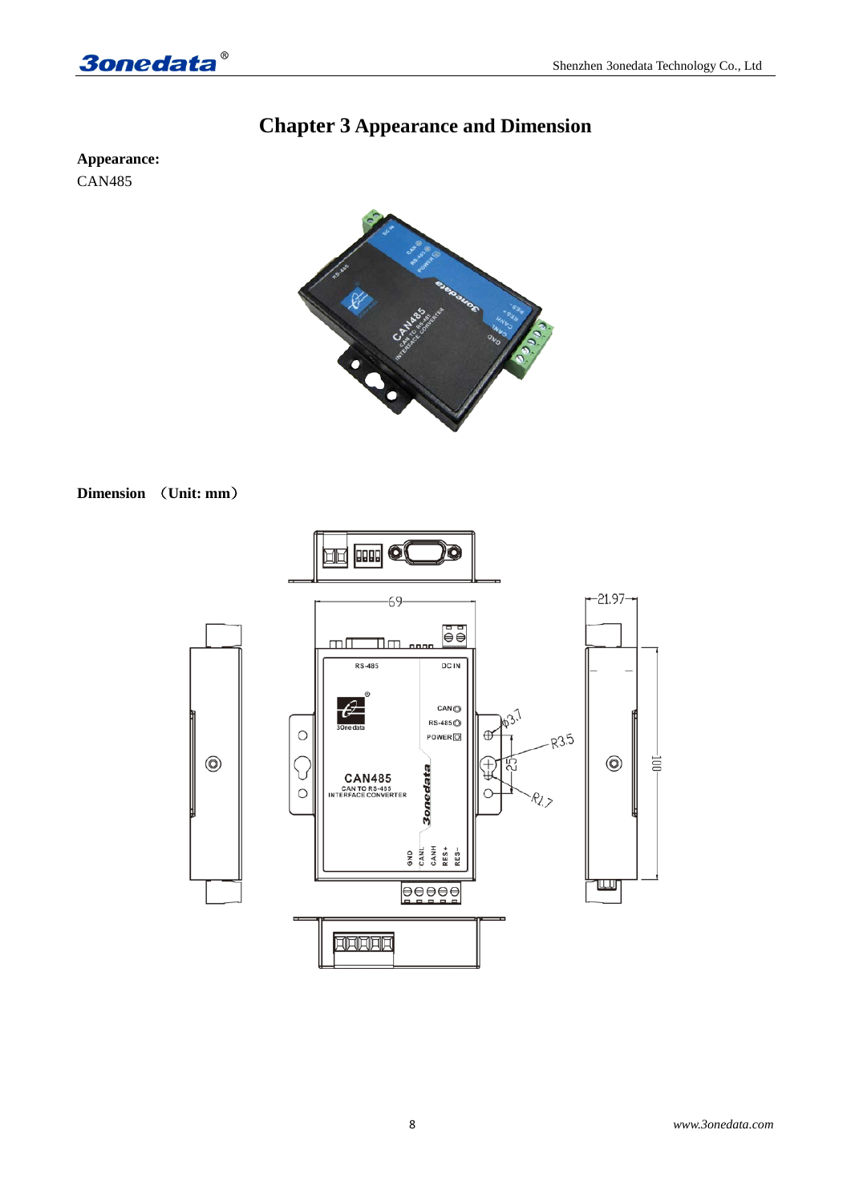# Chapter 3 Appearance and Dimension

**Appearance:**

CAN485

**Dimension （Unit: mm）**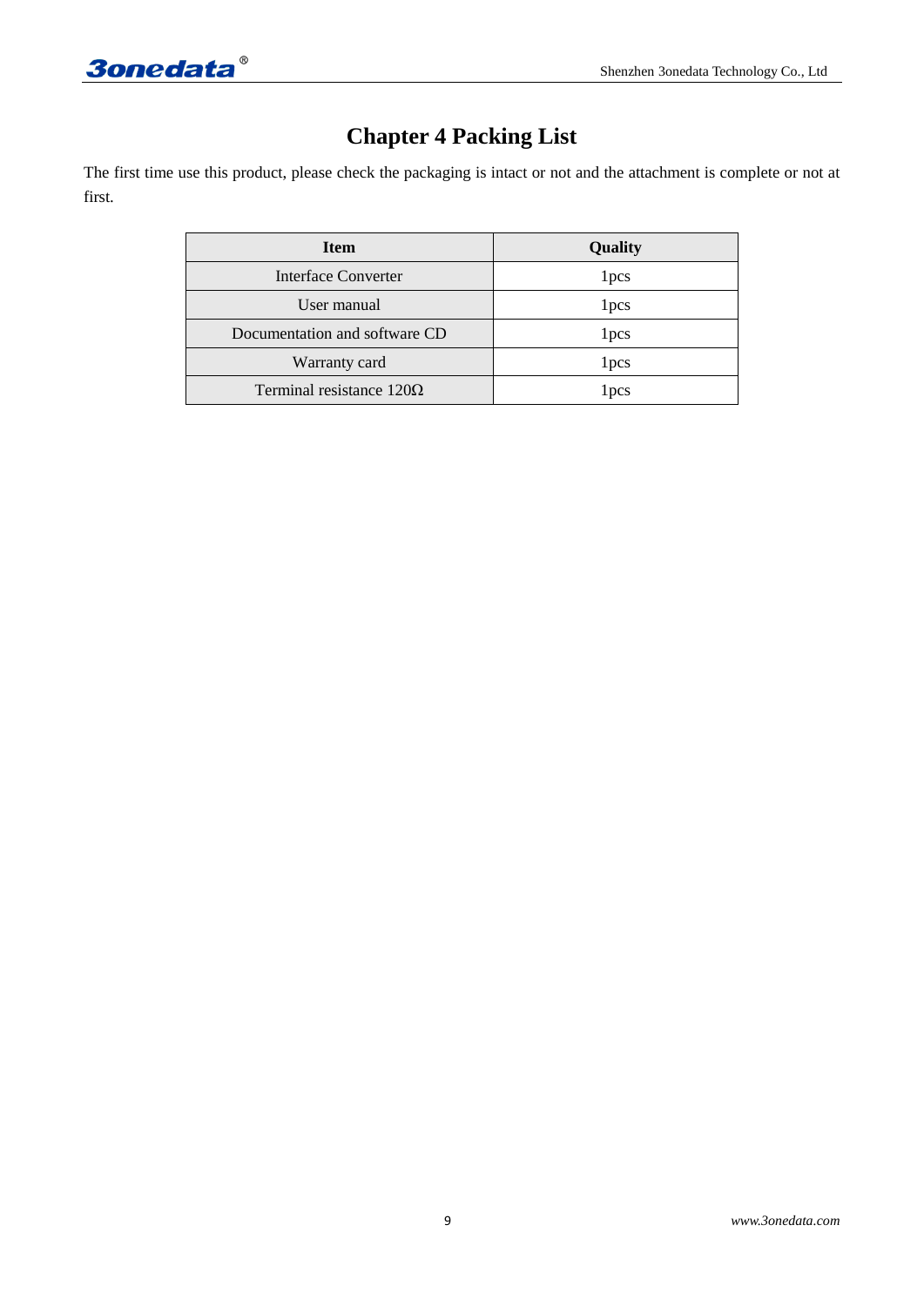# Chapter 4 Packing List

The first time use this product, please check the packaging is intact or not and the attachment is complete or not at first.

| Item | Quality |
| --- | --- |
| Interface Converter | 1pcs |
| User manual | 1pcs |
| Documentation and software CD | 1pcs |
| Warranty card | 1pcs |
| Terminal resistance 120Ω | 1pcs |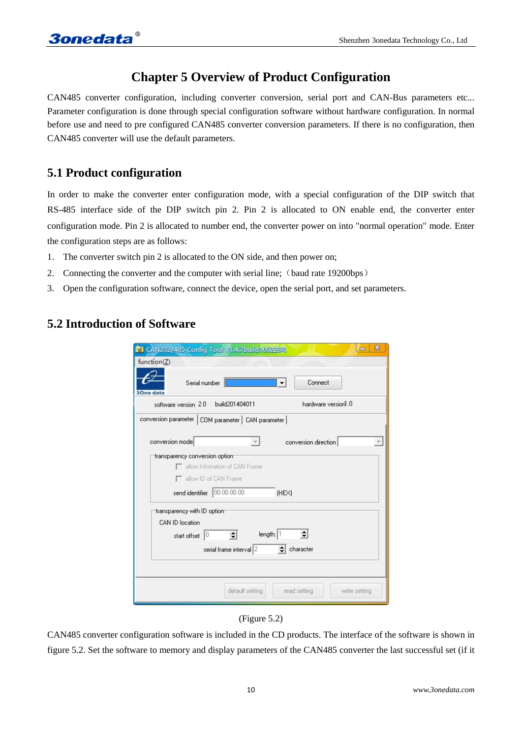# Chapter 5 Overview of Product Configuration

CAN485 converter configuration, including converter conversion, serial port and CAN-Bus parameters etc... Parameter configuration is done through special configuration software without hardware configuration. In normal before use and need to pre configured CAN485 converter conversion parameters. If there is no configuration, then CAN485 converter will use the default parameters.

## 5.1 Product configuration

In order to make the converter enter configuration mode, with a special configuration of the DIP switch that RS-485 interface side of the DIP switch pin 2. Pin 2 is allocated to ON enable end, the converter enter configuration mode. Pin 2 is allocated to number end, the converter power on into "normal operation" mode. Enter the configuration steps are as follows:

1. The converter switch pin 2 is allocated to the ON side, and then power on;
2. Connecting the converter and the computer with serial line;（baud rate 19200bps）
3. Open the configuration software, connect the device, open the serial port, and set parameters.

## 5.2 Introduction of Software

(Figure 5.2)

CAN485 converter configuration software is included in the CD products. The interface of the software is shown in figure 5.2. Set the software to memory and display parameters of the CAN485 converter the last successful set (if it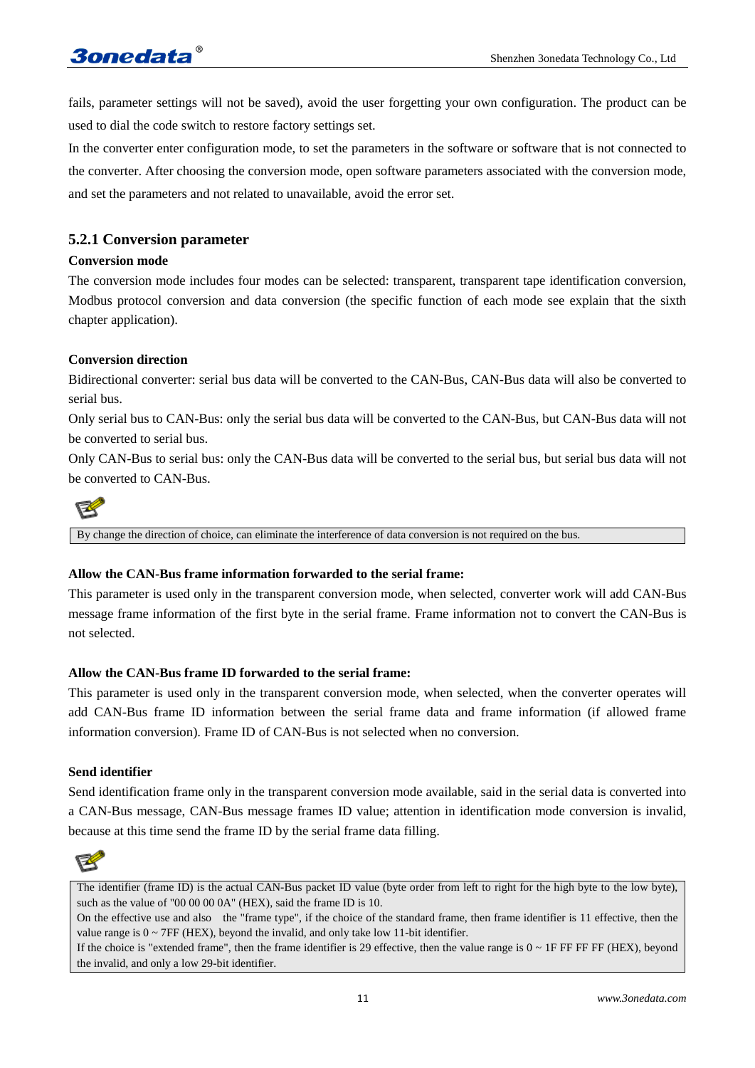fails, parameter settings will not be saved), avoid the user forgetting your own configuration. The product can be used to dial the code switch to restore factory settings set.

In the converter enter configuration mode, to set the parameters in the software or software that is not connected to the converter. After choosing the conversion mode, open software parameters associated with the conversion mode, and set the parameters and not related to unavailable, avoid the error set.

### 5.2.1 Conversion parameter

**Conversion mode**

The conversion mode includes four modes can be selected: transparent, transparent tape identification conversion, Modbus protocol conversion and data conversion (the specific function of each mode see explain that the sixth chapter application).

**Conversion direction**

Bidirectional converter: serial bus data will be converted to the CAN-Bus, CAN-Bus data will also be converted to serial bus.

Only serial bus to CAN-Bus: only the serial bus data will be converted to the CAN-Bus, but CAN-Bus data will not be converted to serial bus.

Only CAN-Bus to serial bus: only the CAN-Bus data will be converted to the serial bus, but serial bus data will not be converted to CAN-Bus.

> By change the direction of choice, can eliminate the interference of data conversion is not required on the bus.

**Allow the CAN-Bus frame information forwarded to the serial frame:**

This parameter is used only in the transparent conversion mode, when selected, converter work will add CAN-Bus message frame information of the first byte in the serial frame. Frame information not to convert the CAN-Bus is not selected.

**Allow the CAN-Bus frame ID forwarded to the serial frame:**

This parameter is used only in the transparent conversion mode, when selected, when the converter operates will add CAN-Bus frame ID information between the serial frame data and frame information (if allowed frame information conversion). Frame ID of CAN-Bus is not selected when no conversion.

**Send identifier**

Send identification frame only in the transparent conversion mode available, said in the serial data is converted into a CAN-Bus message, CAN-Bus message frames ID value; attention in identification mode conversion is invalid, because at this time send the frame ID by the serial frame data filling.

> The identifier (frame ID) is the actual CAN-Bus packet ID value (byte order from left to right for the high byte to the low byte), such as the value of "00 00 00 0A" (HEX), said the frame ID is 10.
> On the effective use and also the "frame type", if the choice of the standard frame, then frame identifier is 11 effective, then the value range is 0 ~ 7FF (HEX), beyond the invalid, and only take low 11-bit identifier.
> If the choice is "extended frame", then the frame identifier is 29 effective, then the value range is 0 ~ 1F FF FF FF (HEX), beyond the invalid, and only a low 29-bit identifier.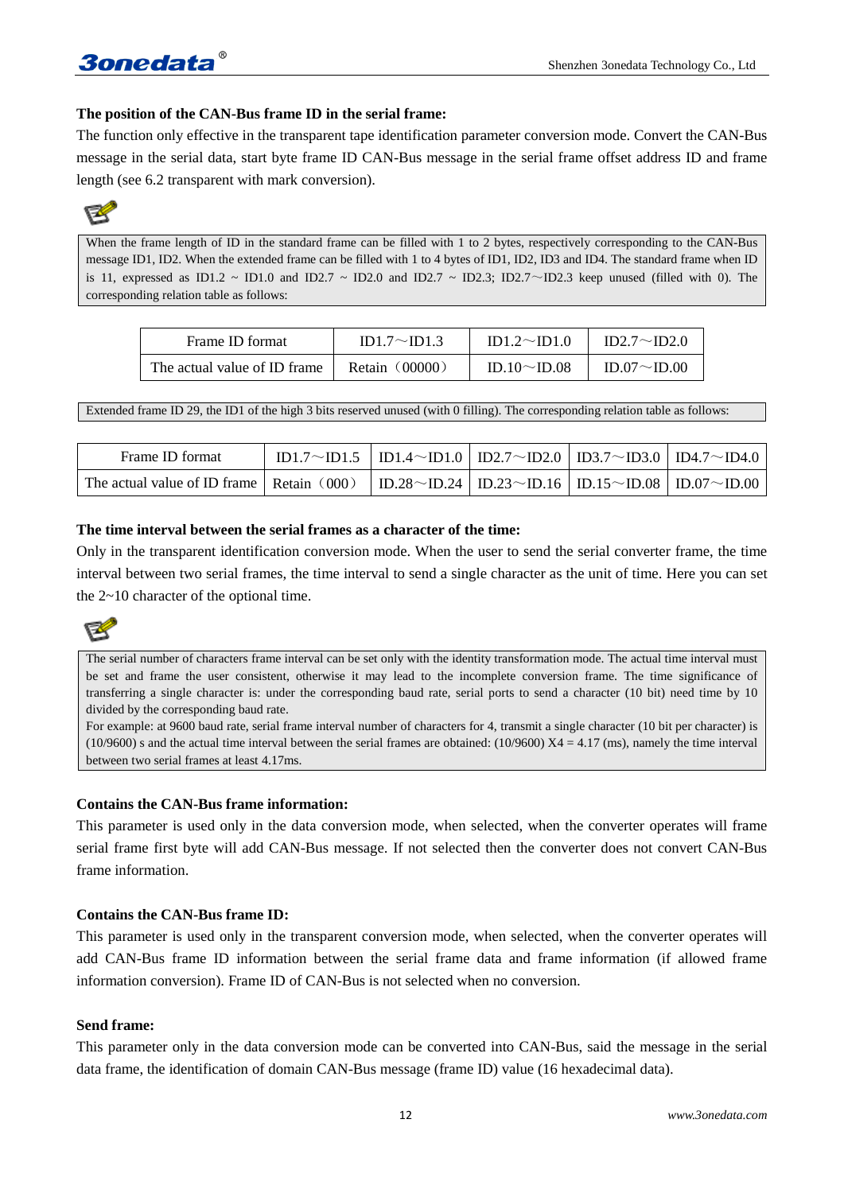**The position of the CAN-Bus frame ID in the serial frame:**

The function only effective in the transparent tape identification parameter conversion mode. Convert the CAN-Bus message in the serial data, start byte frame ID CAN-Bus message in the serial frame offset address ID and frame length (see 6.2 transparent with mark conversion).

When the frame length of ID in the standard frame can be filled with 1 to 2 bytes, respectively corresponding to the CAN-Bus message ID1, ID2. When the extended frame can be filled with 1 to 4 bytes of ID1, ID2, ID3 and ID4. The standard frame when ID is 11, expressed as ID1.2 ~ ID1.0 and ID2.7 ~ ID2.0 and ID2.7 ~ ID2.3; ID2.7～ID2.3 keep unused (filled with 0). The corresponding relation table as follows:

| Frame ID format | ID1.7～ID1.3 | ID1.2～ID1.0 | ID2.7～ID2.0 |
|---|---|---|---|
| The actual value of ID frame | Retain（00000） | ID.10～ID.08 | ID.07～ID.00 |

Extended frame ID 29, the ID1 of the high 3 bits reserved unused (with 0 filling). The corresponding relation table as follows:

| Frame ID format | ID1.7～ID1.5 | ID1.4～ID1.0 | ID2.7～ID2.0 | ID3.7～ID3.0 | ID4.7～ID4.0 |
|---|---|---|---|---|---|
| The actual value of ID frame | Retain（000） | ID.28～ID.24 | ID.23～ID.16 | ID.15～ID.08 | ID.07～ID.00 |

**The time interval between the serial frames as a character of the time:**

Only in the transparent identification conversion mode. When the user to send the serial converter frame, the time interval between two serial frames, the time interval to send a single character as the unit of time. Here you can set the 2~10 character of the optional time.

The serial number of characters frame interval can be set only with the identity transformation mode. The actual time interval must be set and frame the user consistent, otherwise it may lead to the incomplete conversion frame. The time significance of transferring a single character is: under the corresponding baud rate, serial ports to send a character (10 bit) need time by 10 divided by the corresponding baud rate.

For example: at 9600 baud rate, serial frame interval number of characters for 4, transmit a single character (10 bit per character) is (10/9600) s and the actual time interval between the serial frames are obtained: (10/9600) X4 = 4.17 (ms), namely the time interval between two serial frames at least 4.17ms.

**Contains the CAN-Bus frame information:**

This parameter is used only in the data conversion mode, when selected, when the converter operates will frame serial frame first byte will add CAN-Bus message. If not selected then the converter does not convert CAN-Bus frame information.

**Contains the CAN-Bus frame ID:**

This parameter is used only in the transparent conversion mode, when selected, when the converter operates will add CAN-Bus frame ID information between the serial frame data and frame information (if allowed frame information conversion). Frame ID of CAN-Bus is not selected when no conversion.

**Send frame:**

This parameter only in the data conversion mode can be converted into CAN-Bus, said the message in the serial data frame, the identification of domain CAN-Bus message (frame ID) value (16 hexadecimal data).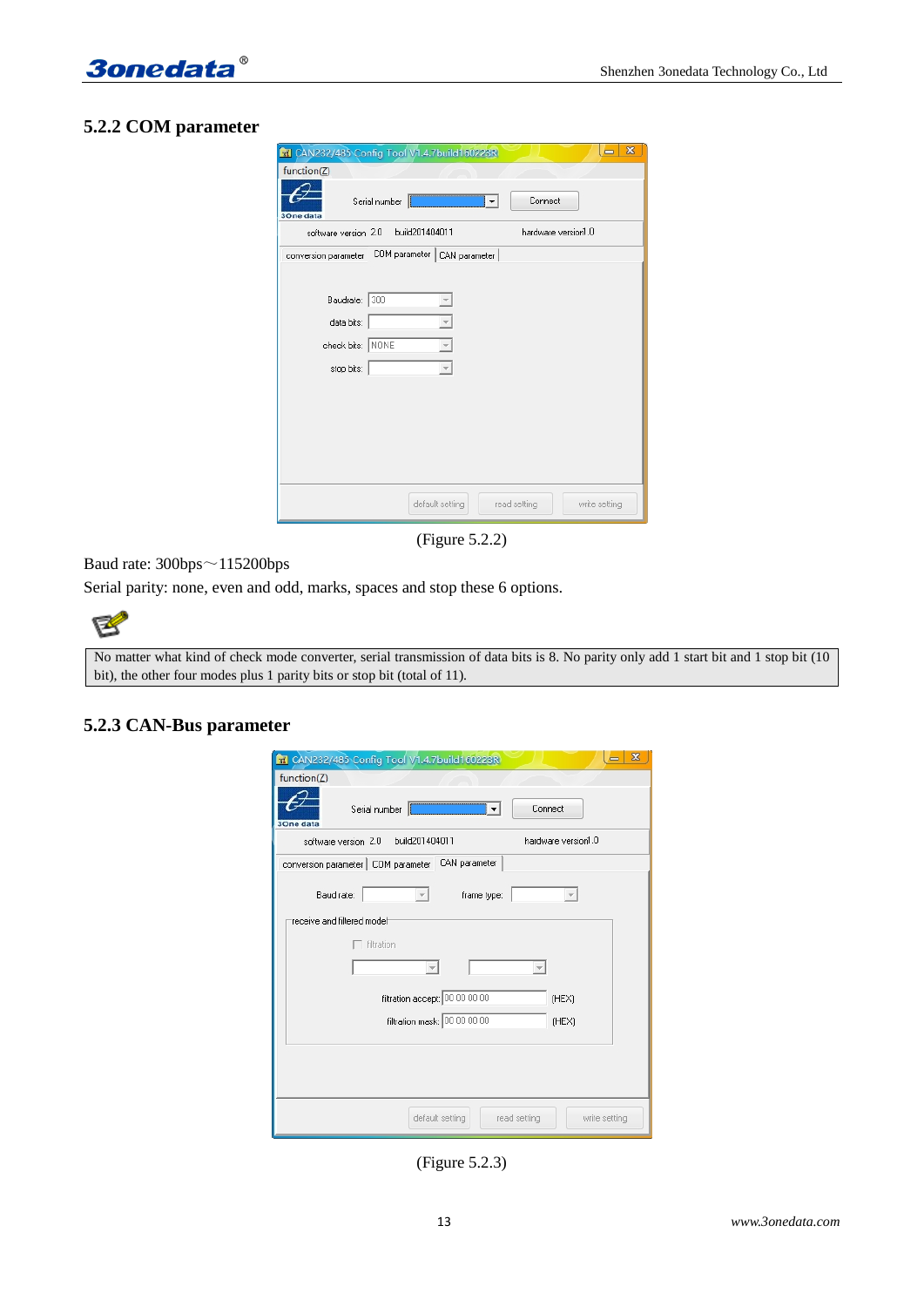### 5.2.2 COM parameter

(Figure 5.2.2)

Baud rate: 300bps～115200bps

Serial parity: none, even and odd, marks, spaces and stop these 6 options.

| No matter what kind of check mode converter, serial transmission of data bits is 8. No parity only add 1 start bit and 1 stop bit (10 bit), the other four modes plus 1 parity bits or stop bit (total of 11). |
|---|

### 5.2.3 CAN-Bus parameter

(Figure 5.2.3)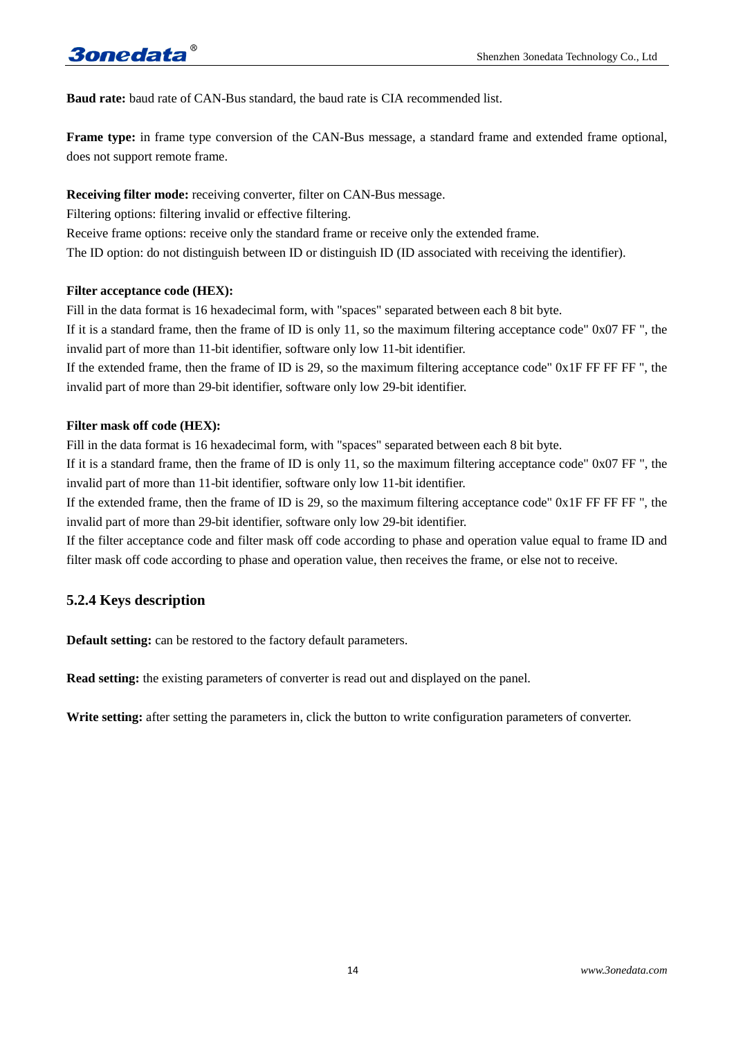**Baud rate:** baud rate of CAN-Bus standard, the baud rate is CIA recommended list.

**Frame type:** in frame type conversion of the CAN-Bus message, a standard frame and extended frame optional, does not support remote frame.

**Receiving filter mode:** receiving converter, filter on CAN-Bus message.

Filtering options: filtering invalid or effective filtering.

Receive frame options: receive only the standard frame or receive only the extended frame.

The ID option: do not distinguish between ID or distinguish ID (ID associated with receiving the identifier).

**Filter acceptance code (HEX):**

Fill in the data format is 16 hexadecimal form, with "spaces" separated between each 8 bit byte.

If it is a standard frame, then the frame of ID is only 11, so the maximum filtering acceptance code" 0x07 FF ", the invalid part of more than 11-bit identifier, software only low 11-bit identifier.

If the extended frame, then the frame of ID is 29, so the maximum filtering acceptance code" 0x1F FF FF FF ", the invalid part of more than 29-bit identifier, software only low 29-bit identifier.

**Filter mask off code (HEX):**

Fill in the data format is 16 hexadecimal form, with "spaces" separated between each 8 bit byte.

If it is a standard frame, then the frame of ID is only 11, so the maximum filtering acceptance code" 0x07 FF ", the invalid part of more than 11-bit identifier, software only low 11-bit identifier.

If the extended frame, then the frame of ID is 29, so the maximum filtering acceptance code" 0x1F FF FF FF ", the invalid part of more than 29-bit identifier, software only low 29-bit identifier.

If the filter acceptance code and filter mask off code according to phase and operation value equal to frame ID and filter mask off code according to phase and operation value, then receives the frame, or else not to receive.

### 5.2.4 Keys description

**Default setting:** can be restored to the factory default parameters.

**Read setting:** the existing parameters of converter is read out and displayed on the panel.

**Write setting:** after setting the parameters in, click the button to write configuration parameters of converter.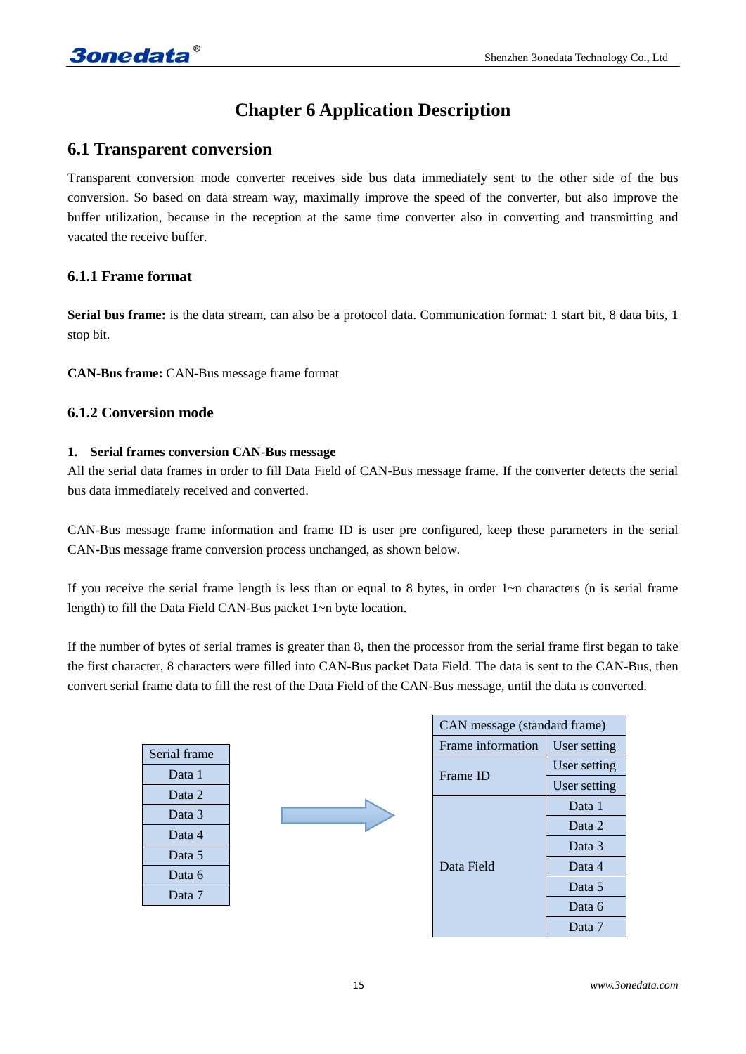# Chapter 6 Application Description

## 6.1 Transparent conversion

Transparent conversion mode converter receives side bus data immediately sent to the other side of the bus conversion. So based on data stream way, maximally improve the speed of the converter, but also improve the buffer utilization, because in the reception at the same time converter also in converting and transmitting and vacated the receive buffer.

### 6.1.1 Frame format

**Serial bus frame:** is the data stream, can also be a protocol data. Communication format: 1 start bit, 8 data bits, 1 stop bit.

**CAN-Bus frame:** CAN-Bus message frame format

### 6.1.2 Conversion mode

**1. Serial frames conversion CAN-Bus message**

All the serial data frames in order to fill Data Field of CAN-Bus message frame. If the converter detects the serial bus data immediately received and converted.

CAN-Bus message frame information and frame ID is user pre configured, keep these parameters in the serial CAN-Bus message frame conversion process unchanged, as shown below.

If you receive the serial frame length is less than or equal to 8 bytes, in order 1~n characters (n is serial frame length) to fill the Data Field CAN-Bus packet 1~n byte location.

If the number of bytes of serial frames is greater than 8, then the processor from the serial frame first began to take the first character, 8 characters were filled into CAN-Bus packet Data Field. The data is sent to the CAN-Bus, then convert serial frame data to fill the rest of the Data Field of the CAN-Bus message, until the data is converted.

| Serial frame |
|---|
| Data 1 |
| Data 2 |
| Data 3 |
| Data 4 |
| Data 5 |
| Data 6 |
| Data 7 |

→

| CAN message (standard frame) | |
|---|---|
| Frame information | User setting |
| Frame ID | User setting |
| | User setting |
| Data Field | Data 1 |
| | Data 2 |
| | Data 3 |
| | Data 4 |
| | Data 5 |
| | Data 6 |
| | Data 7 |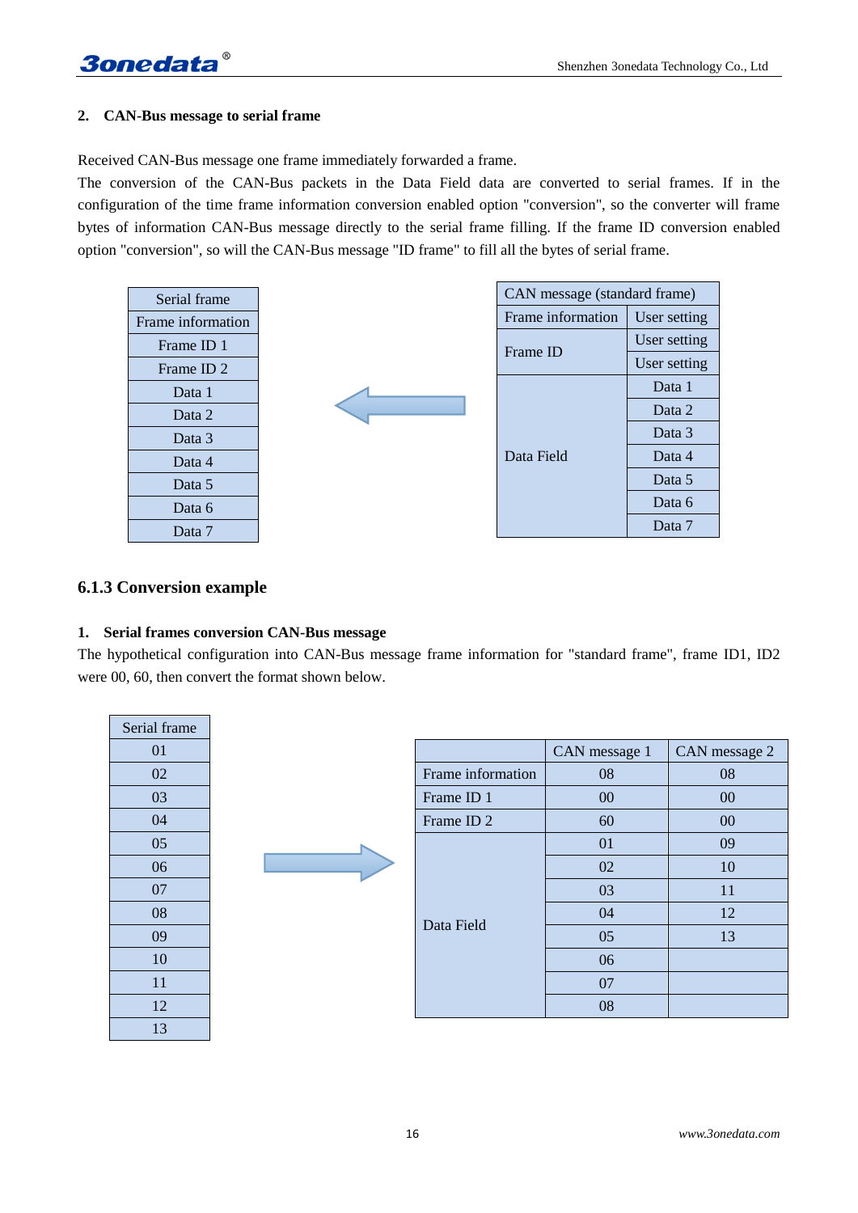**2. CAN-Bus message to serial frame**

Received CAN-Bus message one frame immediately forwarded a frame.

The conversion of the CAN-Bus packets in the Data Field data are converted to serial frames. If in the configuration of the time frame information conversion enabled option "conversion", so the converter will frame bytes of information CAN-Bus message directly to the serial frame filling. If the frame ID conversion enabled option "conversion", so will the CAN-Bus message "ID frame" to fill all the bytes of serial frame.

| Serial frame |
|---|
| Frame information |
| Frame ID 1 |
| Frame ID 2 |
| Data 1 |
| Data 2 |
| Data 3 |
| Data 4 |
| Data 5 |
| Data 6 |
| Data 7 |

←

| CAN message (standard frame) | |
|---|---|
| Frame information | User setting |
| Frame ID | User setting |
| | User setting |
| Data Field | Data 1 |
| | Data 2 |
| | Data 3 |
| | Data 4 |
| | Data 5 |
| | Data 6 |
| | Data 7 |

### 6.1.3 Conversion example

**1. Serial frames conversion CAN-Bus message**

The hypothetical configuration into CAN-Bus message frame information for "standard frame", frame ID1, ID2 were 00, 60, then convert the format shown below.

| Serial frame |
|---|
| 01 |
| 02 |
| 03 |
| 04 |
| 05 |
| 06 |
| 07 |
| 08 |
| 09 |
| 10 |
| 11 |
| 12 |
| 13 |

→

| | CAN message 1 | CAN message 2 |
|---|---|---|
| Frame information | 08 | 08 |
| Frame ID 1 | 00 | 00 |
| Frame ID 2 | 60 | 00 |
| Data Field | 01 | 09 |
| | 02 | 10 |
| | 03 | 11 |
| | 04 | 12 |
| | 05 | 13 |
| | 06 | |
| | 07 | |
| | 08 | |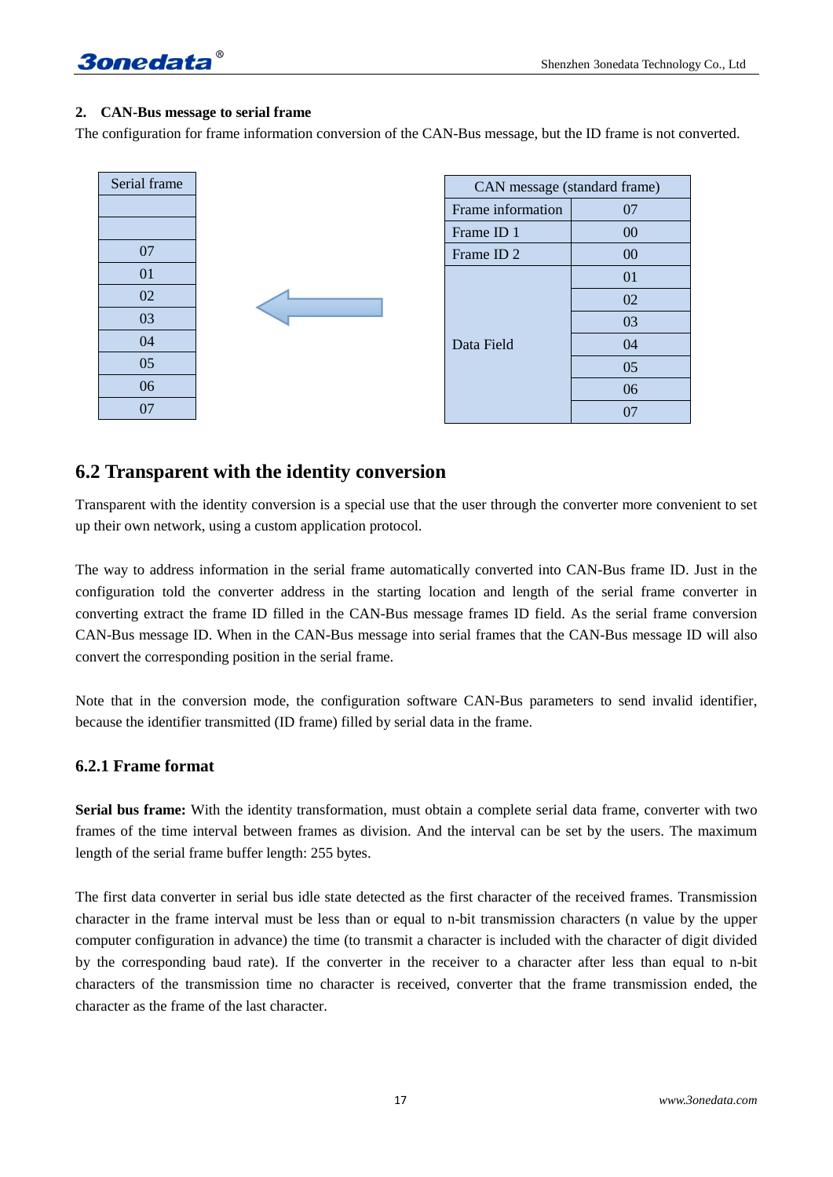**2. CAN-Bus message to serial frame**

The configuration for frame information conversion of the CAN-Bus message, but the ID frame is not converted.

| Serial frame |
|---|
| |
| |
| 07 |
| 01 |
| 02 |
| 03 |
| 04 |
| 05 |
| 06 |
| 07 |

←

| CAN message (standard frame) | |
|---|---|
| Frame information | 07 |
| Frame ID 1 | 00 |
| Frame ID 2 | 00 |
| Data Field | 01 |
| | 02 |
| | 03 |
| | 04 |
| | 05 |
| | 06 |
| | 07 |

## 6.2 Transparent with the identity conversion

Transparent with the identity conversion is a special use that the user through the converter more convenient to set up their own network, using a custom application protocol.

The way to address information in the serial frame automatically converted into CAN-Bus frame ID. Just in the configuration told the converter address in the starting location and length of the serial frame converter in converting extract the frame ID filled in the CAN-Bus message frames ID field. As the serial frame conversion CAN-Bus message ID. When in the CAN-Bus message into serial frames that the CAN-Bus message ID will also convert the corresponding position in the serial frame.

Note that in the conversion mode, the configuration software CAN-Bus parameters to send invalid identifier, because the identifier transmitted (ID frame) filled by serial data in the frame.

### 6.2.1 Frame format

**Serial bus frame:** With the identity transformation, must obtain a complete serial data frame, converter with two frames of the time interval between frames as division. And the interval can be set by the users. The maximum length of the serial frame buffer length: 255 bytes.

The first data converter in serial bus idle state detected as the first character of the received frames. Transmission character in the frame interval must be less than or equal to n-bit transmission characters (n value by the upper computer configuration in advance) the time (to transmit a character is included with the character of digit divided by the corresponding baud rate). If the converter in the receiver to a character after less than equal to n-bit characters of the transmission time no character is received, converter that the frame transmission ended, the character as the frame of the last character.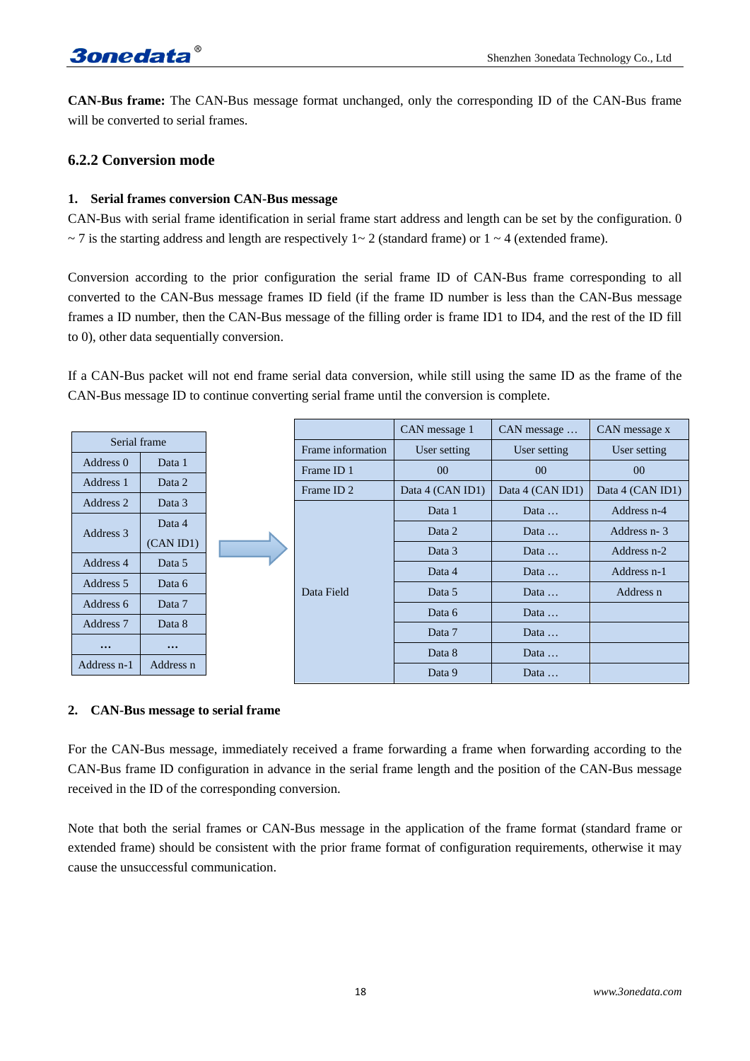**CAN-Bus frame:** The CAN-Bus message format unchanged, only the corresponding ID of the CAN-Bus frame will be converted to serial frames.

### 6.2.2 Conversion mode

#### 1. Serial frames conversion CAN-Bus message

CAN-Bus with serial frame identification in serial frame start address and length can be set by the configuration. 0 ~ 7 is the starting address and length are respectively 1~ 2 (standard frame) or 1 ~ 4 (extended frame).

Conversion according to the prior configuration the serial frame ID of CAN-Bus frame corresponding to all converted to the CAN-Bus message frames ID field (if the frame ID number is less than the CAN-Bus message frames a ID number, then the CAN-Bus message of the filling order is frame ID1 to ID4, and the rest of the ID fill to 0), other data sequentially conversion.

If a CAN-Bus packet will not end frame serial data conversion, while still using the same ID as the frame of the CAN-Bus message ID to continue converting serial frame until the conversion is complete.

| Serial frame | |
|---|---|
| Address 0 | Data 1 |
| Address 1 | Data 2 |
| Address 2 | Data 3 |
| Address 3 | Data 4 (CAN ID1) |
| Address 4 | Data 5 |
| Address 5 | Data 6 |
| Address 6 | Data 7 |
| Address 7 | Data 8 |
| … | … |
| Address n-1 | Address n |

| | CAN message 1 | CAN message … | CAN message x |
|---|---|---|---|
| Frame information | User setting | User setting | User setting |
| Frame ID 1 | 00 | 00 | 00 |
| Frame ID 2 | Data 4 (CAN ID1) | Data 4 (CAN ID1) | Data 4 (CAN ID1) |
| Data Field | Data 1 | Data … | Address n-4 |
| | Data 2 | Data … | Address n- 3 |
| | Data 3 | Data … | Address n-2 |
| | Data 4 | Data … | Address n-1 |
| | Data 5 | Data … | Address n |
| | Data 6 | Data … | |
| | Data 7 | Data … | |
| | Data 8 | Data … | |
| | Data 9 | Data … | |

#### 2. CAN-Bus message to serial frame

For the CAN-Bus message, immediately received a frame forwarding a frame when forwarding according to the CAN-Bus frame ID configuration in advance in the serial frame length and the position of the CAN-Bus message received in the ID of the corresponding conversion.

Note that both the serial frames or CAN-Bus message in the application of the frame format (standard frame or extended frame) should be consistent with the prior frame format of configuration requirements, otherwise it may cause the unsuccessful communication.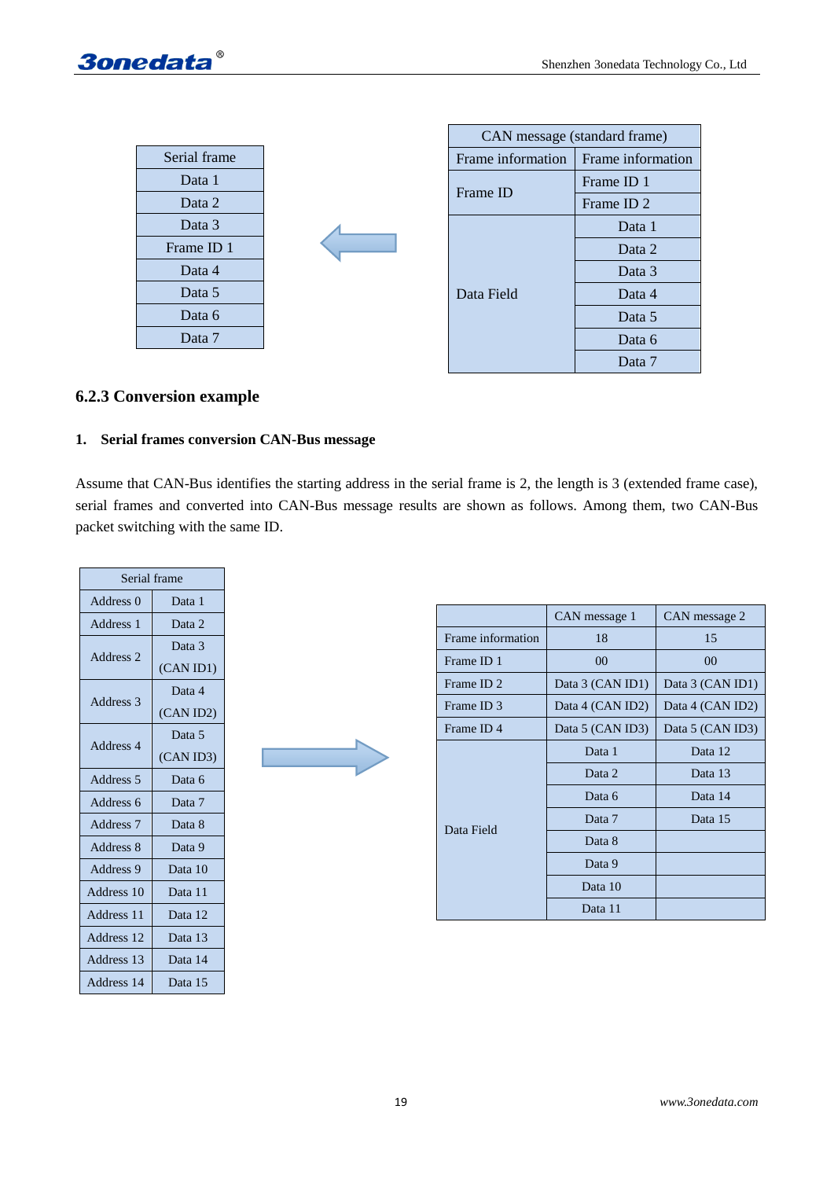| Serial frame |
| --- |
| Data 1 |
| Data 2 |
| Data 3 |
| Frame ID 1 |
| Data 4 |
| Data 5 |
| Data 6 |
| Data 7 |

| CAN message (standard frame) | |
| --- | --- |
| Frame information | Frame information |
| Frame ID | Frame ID 1 |
| | Frame ID 2 |
| Data Field | Data 1 |
| | Data 2 |
| | Data 3 |
| | Data 4 |
| | Data 5 |
| | Data 6 |
| | Data 7 |

### 6.2.3 Conversion example

**1. Serial frames conversion CAN-Bus message**

Assume that CAN-Bus identifies the starting address in the serial frame is 2, the length is 3 (extended frame case), serial frames and converted into CAN-Bus message results are shown as follows. Among them, two CAN-Bus packet switching with the same ID.

| Serial frame | |
| --- | --- |
| Address 0 | Data 1 |
| Address 1 | Data 2 |
| Address 2 | Data 3 (CAN ID1) |
| Address 3 | Data 4 (CAN ID2) |
| Address 4 | Data 5 (CAN ID3) |
| Address 5 | Data 6 |
| Address 6 | Data 7 |
| Address 7 | Data 8 |
| Address 8 | Data 9 |
| Address 9 | Data 10 |
| Address 10 | Data 11 |
| Address 11 | Data 12 |
| Address 12 | Data 13 |
| Address 13 | Data 14 |
| Address 14 | Data 15 |

| | CAN message 1 | CAN message 2 |
| --- | --- | --- |
| Frame information | 18 | 15 |
| Frame ID 1 | 00 | 00 |
| Frame ID 2 | Data 3 (CAN ID1) | Data 3 (CAN ID1) |
| Frame ID 3 | Data 4 (CAN ID2) | Data 4 (CAN ID2) |
| Frame ID 4 | Data 5 (CAN ID3) | Data 5 (CAN ID3) |
| Data Field | Data 1 | Data 12 |
| | Data 2 | Data 13 |
| | Data 6 | Data 14 |
| | Data 7 | Data 15 |
| | Data 8 | |
| | Data 9 | |
| | Data 10 | |
| | Data 11 | |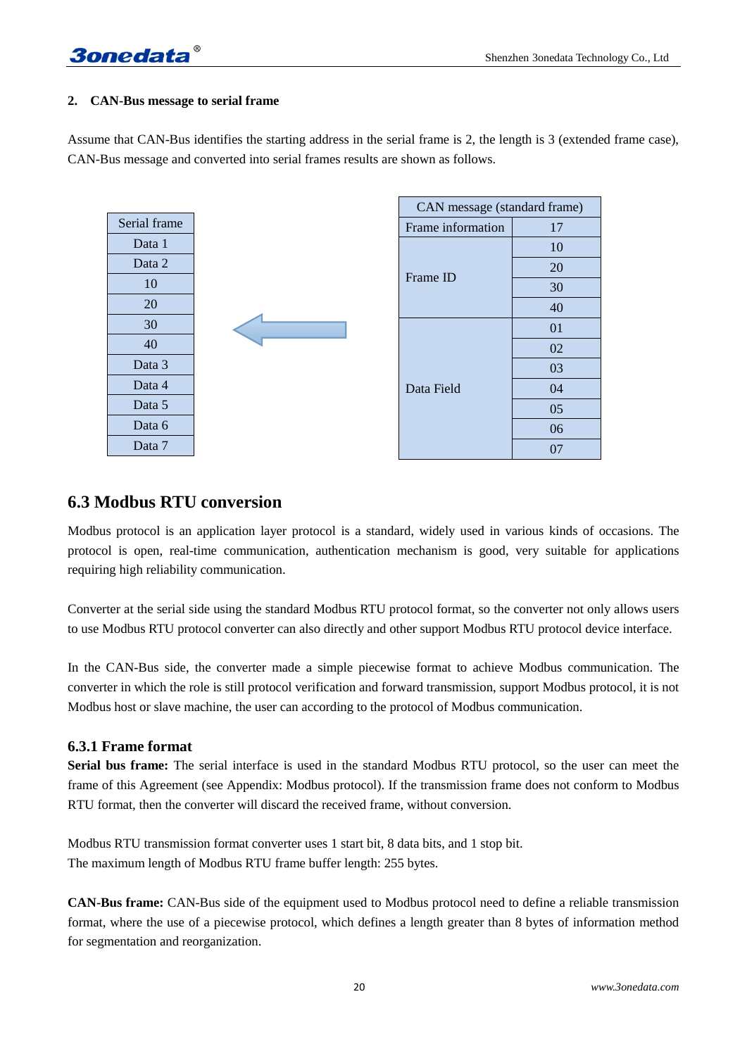**2. CAN-Bus message to serial frame**

Assume that CAN-Bus identifies the starting address in the serial frame is 2, the length is 3 (extended frame case), CAN-Bus message and converted into serial frames results are shown as follows.

| Serial frame |
|---|
| Data 1 |
| Data 2 |
| 10 |
| 20 |
| 30 |
| 40 |
| Data 3 |
| Data 4 |
| Data 5 |
| Data 6 |
| Data 7 |

| CAN message (standard frame) | |
|---|---|
| Frame information | 17 |
| Frame ID | 10 |
| | 20 |
| | 30 |
| | 40 |
| Data Field | 01 |
| | 02 |
| | 03 |
| | 04 |
| | 05 |
| | 06 |
| | 07 |

## 6.3 Modbus RTU conversion

Modbus protocol is an application layer protocol is a standard, widely used in various kinds of occasions. The protocol is open, real-time communication, authentication mechanism is good, very suitable for applications requiring high reliability communication.

Converter at the serial side using the standard Modbus RTU protocol format, so the converter not only allows users to use Modbus RTU protocol converter can also directly and other support Modbus RTU protocol device interface.

In the CAN-Bus side, the converter made a simple piecewise format to achieve Modbus communication. The converter in which the role is still protocol verification and forward transmission, support Modbus protocol, it is not Modbus host or slave machine, the user can according to the protocol of Modbus communication.

### 6.3.1 Frame format

**Serial bus frame:** The serial interface is used in the standard Modbus RTU protocol, so the user can meet the frame of this Agreement (see Appendix: Modbus protocol). If the transmission frame does not conform to Modbus RTU format, then the converter will discard the received frame, without conversion.

Modbus RTU transmission format converter uses 1 start bit, 8 data bits, and 1 stop bit.
The maximum length of Modbus RTU frame buffer length: 255 bytes.

**CAN-Bus frame:** CAN-Bus side of the equipment used to Modbus protocol need to define a reliable transmission format, where the use of a piecewise protocol, which defines a length greater than 8 bytes of information method for segmentation and reorganization.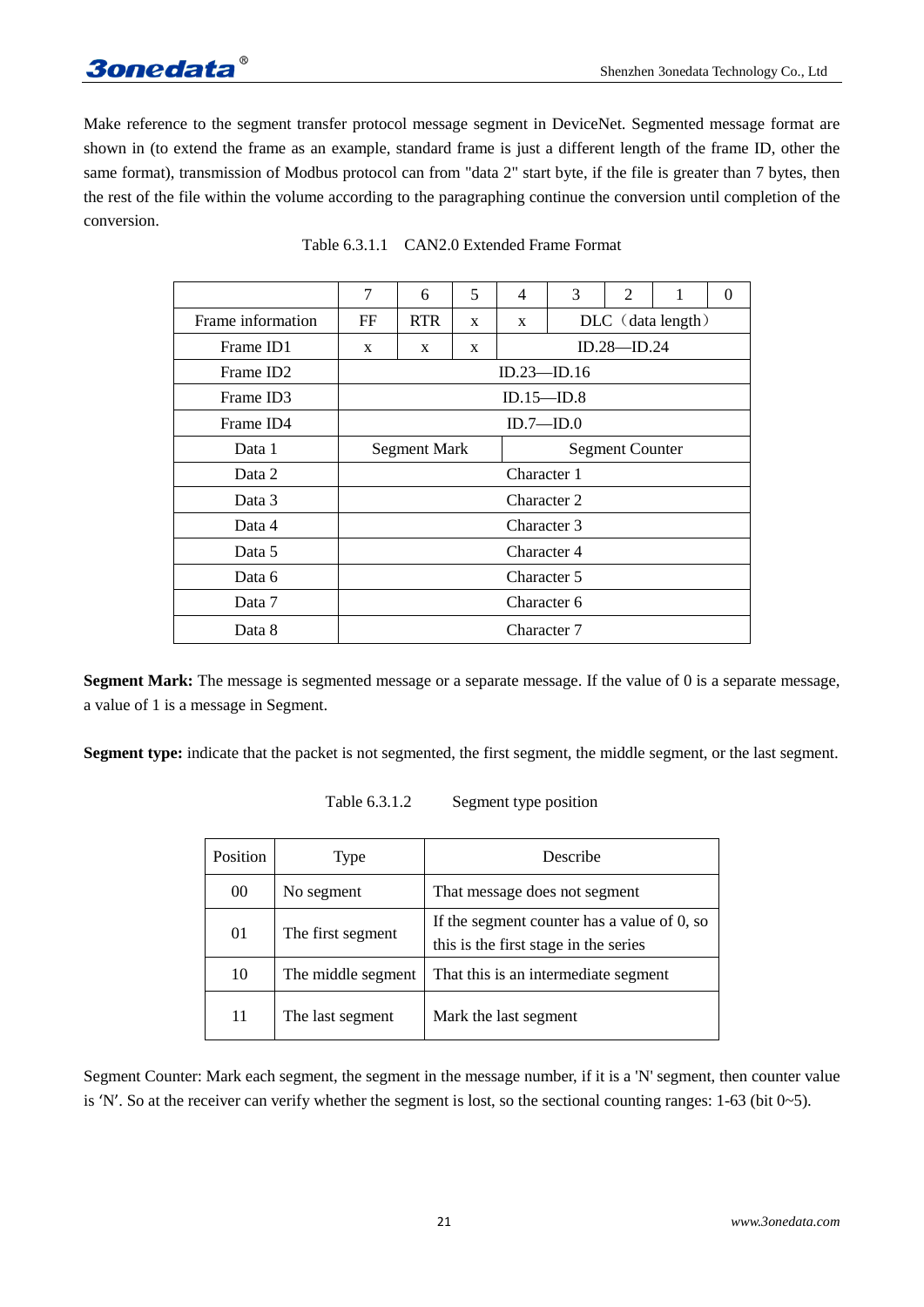Make reference to the segment transfer protocol message segment in DeviceNet. Segmented message format are shown in (to extend the frame as an example, standard frame is just a different length of the frame ID, other the same format), transmission of Modbus protocol can from "data 2" start byte, if the file is greater than 7 bytes, then the rest of the file within the volume according to the paragraphing continue the conversion until completion of the conversion.

Table 6.3.1.1 CAN2.0 Extended Frame Format

| | 7 | 6 | 5 | 4 | 3 | 2 | 1 | 0 |
|---|---|---|---|---|---|---|---|---|
| Frame information | FF | RTR | x | x | DLC（data length） | | | |
| Frame ID1 | x | x | x | ID.28—ID.24 | | | | |
| Frame ID2 | ID.23—ID.16 | | | | | | | |
| Frame ID3 | ID.15—ID.8 | | | | | | | |
| Frame ID4 | ID.7—ID.0 | | | | | | | |
| Data 1 | Segment Mark | | | Segment Counter | | | | |
| Data 2 | Character 1 | | | | | | | |
| Data 3 | Character 2 | | | | | | | |
| Data 4 | Character 3 | | | | | | | |
| Data 5 | Character 4 | | | | | | | |
| Data 6 | Character 5 | | | | | | | |
| Data 7 | Character 6 | | | | | | | |
| Data 8 | Character 7 | | | | | | | |

**Segment Mark:** The message is segmented message or a separate message. If the value of 0 is a separate message, a value of 1 is a message in Segment.

**Segment type:** indicate that the packet is not segmented, the first segment, the middle segment, or the last segment.

Table 6.3.1.2 Segment type position

| Position | Type | Describe |
|---|---|---|
| 00 | No segment | That message does not segment |
| 01 | The first segment | If the segment counter has a value of 0, so this is the first stage in the series |
| 10 | The middle segment | That this is an intermediate segment |
| 11 | The last segment | Mark the last segment |

Segment Counter: Mark each segment, the segment in the message number, if it is a 'N' segment, then counter value is 'N'. So at the receiver can verify whether the segment is lost, so the sectional counting ranges: 1-63 (bit 0~5).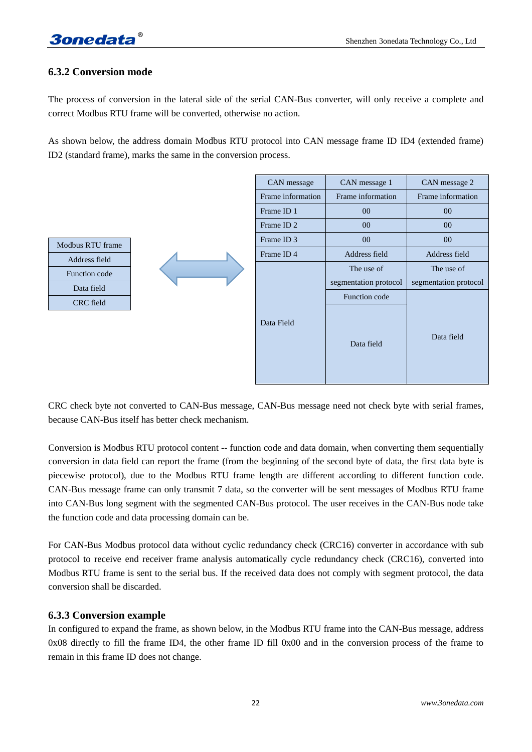### 6.3.2 Conversion mode

The process of conversion in the lateral side of the serial CAN-Bus converter, will only receive a complete and correct Modbus RTU frame will be converted, otherwise no action.

As shown below, the address domain Modbus RTU protocol into CAN message frame ID ID4 (extended frame) ID2 (standard frame), marks the same in the conversion process.

| Modbus RTU frame |
|---|
| Address field |
| Function code |
| Data field |
| CRC field |

| CAN message | CAN message 1 | CAN message 2 |
|---|---|---|
| Frame information | Frame information | Frame information |
| Frame ID 1 | 00 | 00 |
| Frame ID 2 | 00 | 00 |
| Frame ID 3 | 00 | 00 |
| Frame ID 4 | Address field | Address field |
| Data Field | The use of segmentation protocol | The use of segmentation protocol |
| | Function code | Data field |
| | Data field | |

CRC check byte not converted to CAN-Bus message, CAN-Bus message need not check byte with serial frames, because CAN-Bus itself has better check mechanism.

Conversion is Modbus RTU protocol content -- function code and data domain, when converting them sequentially conversion in data field can report the frame (from the beginning of the second byte of data, the first data byte is piecewise protocol), due to the Modbus RTU frame length are different according to different function code. CAN-Bus message frame can only transmit 7 data, so the converter will be sent messages of Modbus RTU frame into CAN-Bus long segment with the segmented CAN-Bus protocol. The user receives in the CAN-Bus node take the function code and data processing domain can be.

For CAN-Bus Modbus protocol data without cyclic redundancy check (CRC16) converter in accordance with sub protocol to receive end receiver frame analysis automatically cycle redundancy check (CRC16), converted into Modbus RTU frame is sent to the serial bus. If the received data does not comply with segment protocol, the data conversion shall be discarded.

### 6.3.3 Conversion example

In configured to expand the frame, as shown below, in the Modbus RTU frame into the CAN-Bus message, address 0x08 directly to fill the frame ID4, the other frame ID fill 0x00 and in the conversion process of the frame to remain in this frame ID does not change.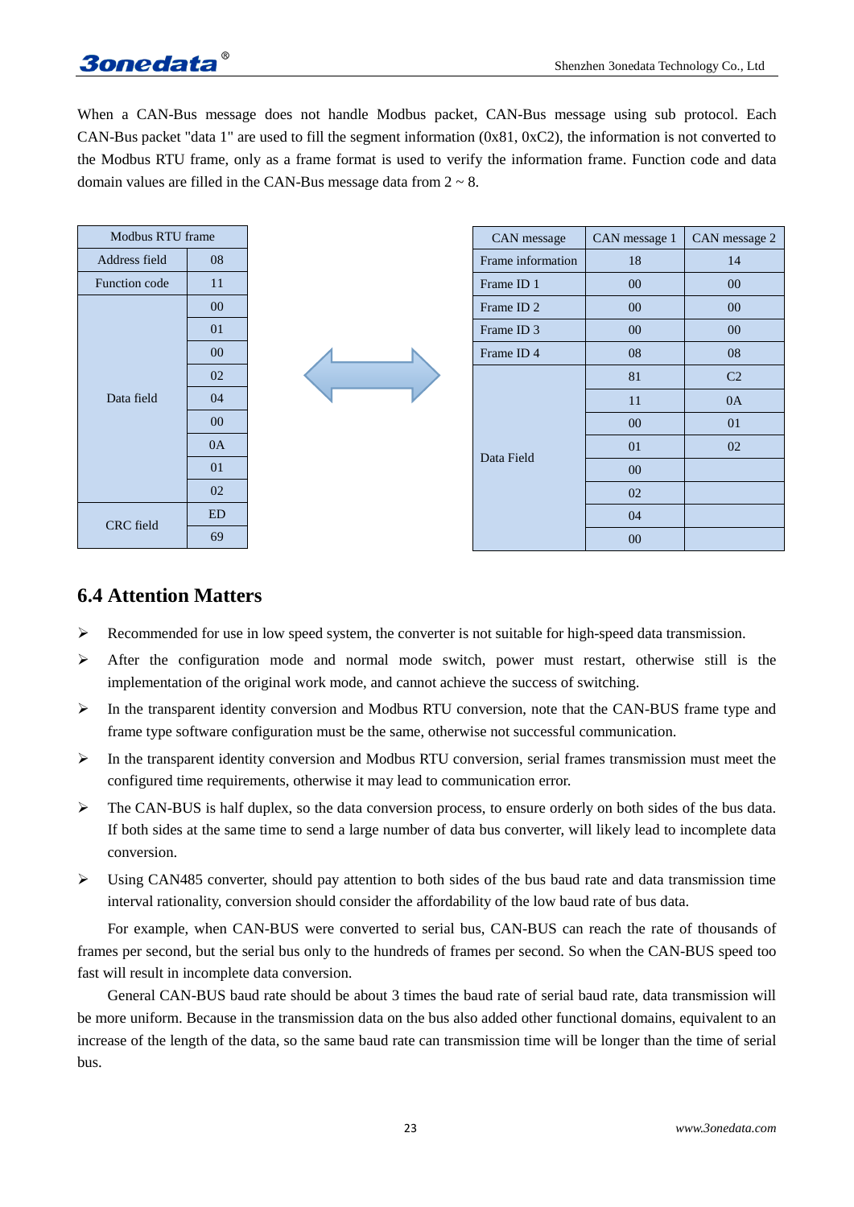When a CAN-Bus message does not handle Modbus packet, CAN-Bus message using sub protocol. Each CAN-Bus packet "data 1" are used to fill the segment information (0x81, 0xC2), the information is not converted to the Modbus RTU frame, only as a frame format is used to verify the information frame. Function code and data domain values are filled in the CAN-Bus message data from 2 ~ 8.

| Modbus RTU frame | |
|---|---|
| Address field | 08 |
| Function code | 11 |
| Data field | 00 |
| | 01 |
| | 00 |
| | 02 |
| | 04 |
| | 00 |
| | 0A |
| | 01 |
| | 02 |
| CRC field | ED |
| | 69 |

| CAN message | CAN message 1 | CAN message 2 |
|---|---|---|
| Frame information | 18 | 14 |
| Frame ID 1 | 00 | 00 |
| Frame ID 2 | 00 | 00 |
| Frame ID 3 | 00 | 00 |
| Frame ID 4 | 08 | 08 |
| Data Field | 81 | C2 |
| | 11 | 0A |
| | 00 | 01 |
| | 01 | 02 |
| | 00 | |
| | 02 | |
| | 04 | |
| | 00 | |

## 6.4 Attention Matters

- Recommended for use in low speed system, the converter is not suitable for high-speed data transmission.
- After the configuration mode and normal mode switch, power must restart, otherwise still is the implementation of the original work mode, and cannot achieve the success of switching.
- In the transparent identity conversion and Modbus RTU conversion, note that the CAN-BUS frame type and frame type software configuration must be the same, otherwise not successful communication.
- In the transparent identity conversion and Modbus RTU conversion, serial frames transmission must meet the configured time requirements, otherwise it may lead to communication error.
- The CAN-BUS is half duplex, so the data conversion process, to ensure orderly on both sides of the bus data. If both sides at the same time to send a large number of data bus converter, will likely lead to incomplete data conversion.
- Using CAN485 converter, should pay attention to both sides of the bus baud rate and data transmission time interval rationality, conversion should consider the affordability of the low baud rate of bus data.

For example, when CAN-BUS were converted to serial bus, CAN-BUS can reach the rate of thousands of frames per second, but the serial bus only to the hundreds of frames per second. So when the CAN-BUS speed too fast will result in incomplete data conversion.

General CAN-BUS baud rate should be about 3 times the baud rate of serial baud rate, data transmission will be more uniform. Because in the transmission data on the bus also added other functional domains, equivalent to an increase of the length of the data, so the same baud rate can transmission time will be longer than the time of serial bus.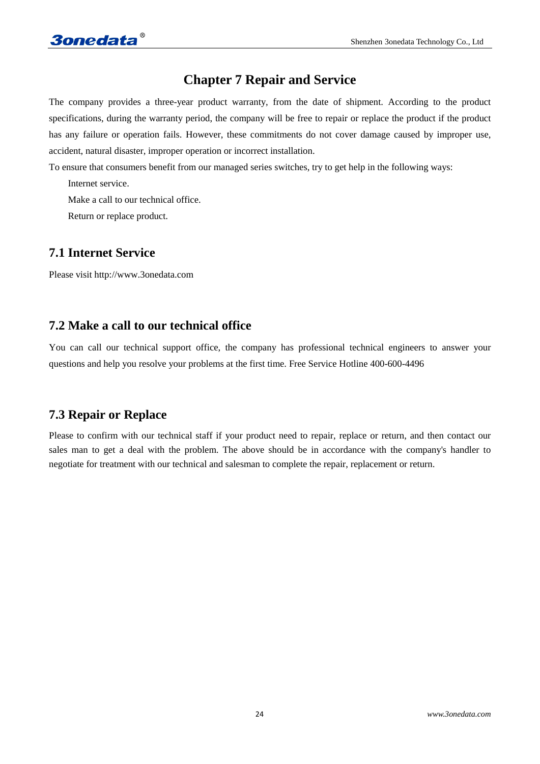# Chapter 7 Repair and Service

The company provides a three-year product warranty, from the date of shipment. According to the product specifications, during the warranty period, the company will be free to repair or replace the product if the product has any failure or operation fails. However, these commitments do not cover damage caused by improper use, accident, natural disaster, improper operation or incorrect installation.

To ensure that consumers benefit from our managed series switches, try to get help in the following ways:

Internet service.

Make a call to our technical office.

Return or replace product.

## 7.1 Internet Service

Please visit http://www.3onedata.com

## 7.2 Make a call to our technical office

You can call our technical support office, the company has professional technical engineers to answer your questions and help you resolve your problems at the first time. Free Service Hotline 400-600-4496

## 7.3 Repair or Replace

Please to confirm with our technical staff if your product need to repair, replace or return, and then contact our sales man to get a deal with the problem. The above should be in accordance with the company's handler to negotiate for treatment with our technical and salesman to complete the repair, replacement or return.